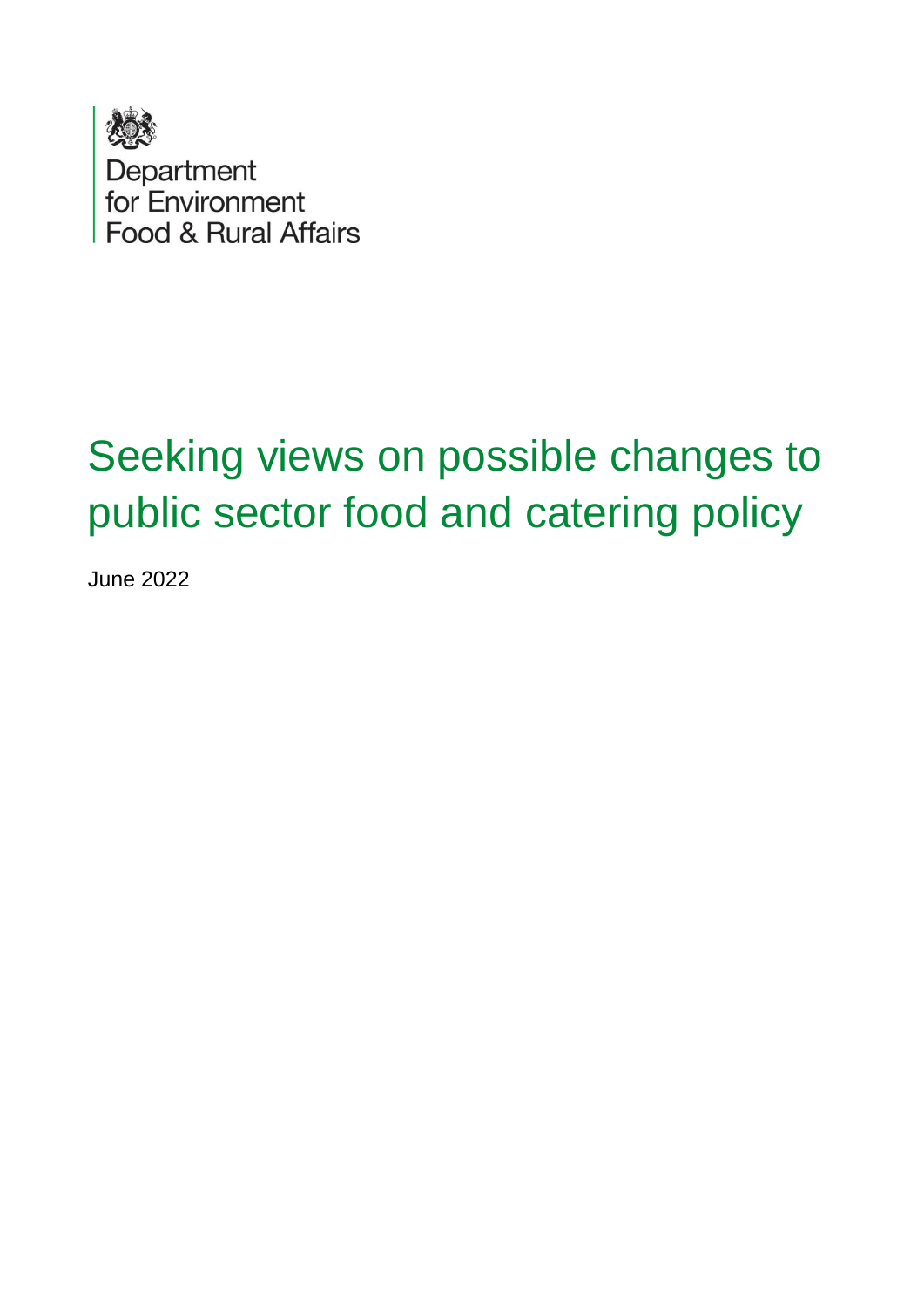Department
for Environment
Food & Rural Affairs

# Seeking views on possible changes to public sector food and catering policy

June 2022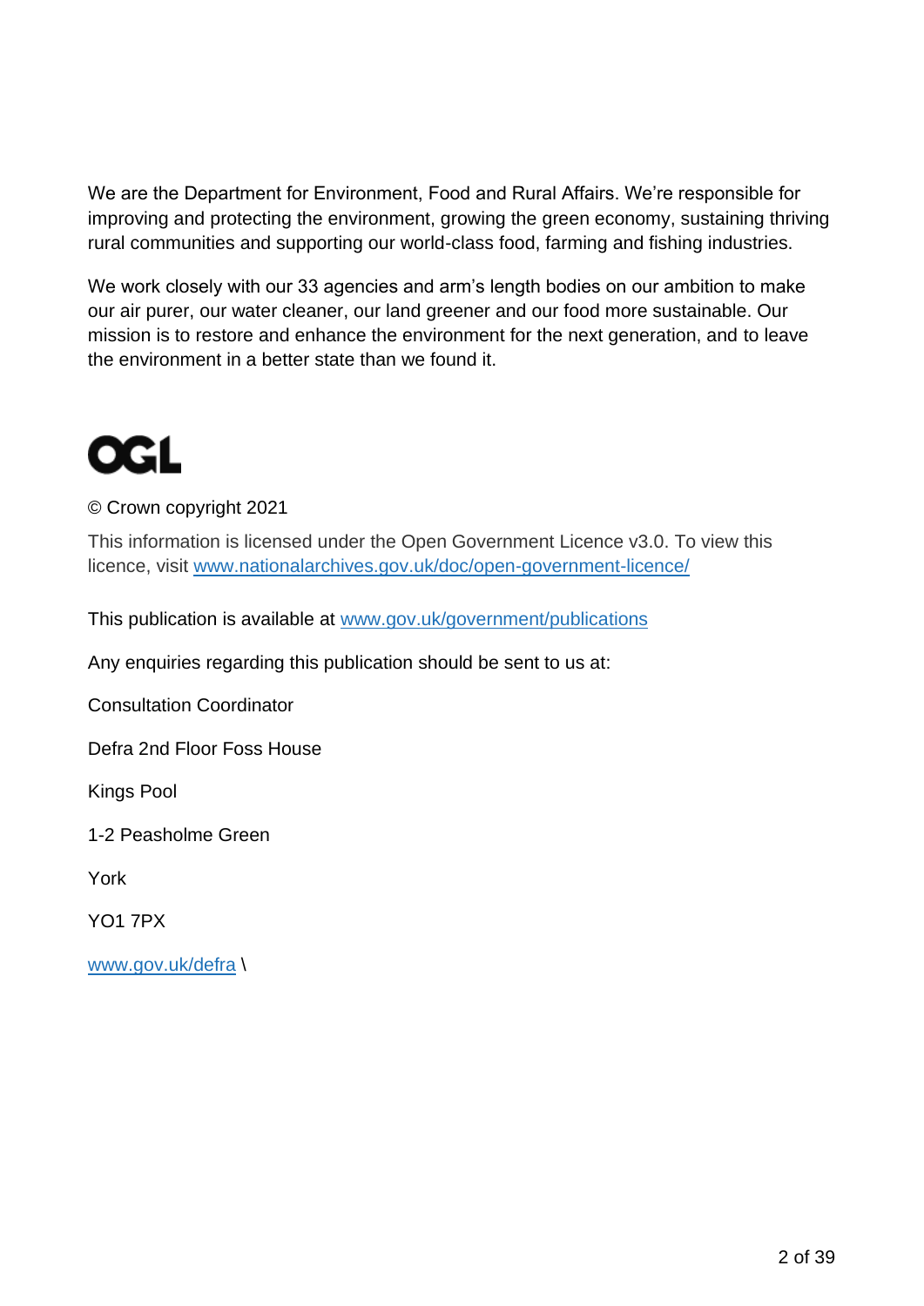We are the Department for Environment, Food and Rural Affairs. We're responsible for improving and protecting the environment, growing the green economy, sustaining thriving rural communities and supporting our world-class food, farming and fishing industries.

We work closely with our 33 agencies and arm's length bodies on our ambition to make our air purer, our water cleaner, our land greener and our food more sustainable. Our mission is to restore and enhance the environment for the next generation, and to leave the environment in a better state than we found it.

OGL

© Crown copyright 2021

This information is licensed under the Open Government Licence v3.0. To view this licence, visit www.nationalarchives.gov.uk/doc/open-government-licence/

This publication is available at www.gov.uk/government/publications

Any enquiries regarding this publication should be sent to us at:

Consultation Coordinator

Defra 2nd Floor Foss House

Kings Pool

1-2 Peasholme Green

York

YO1 7PX

www.gov.uk/defra \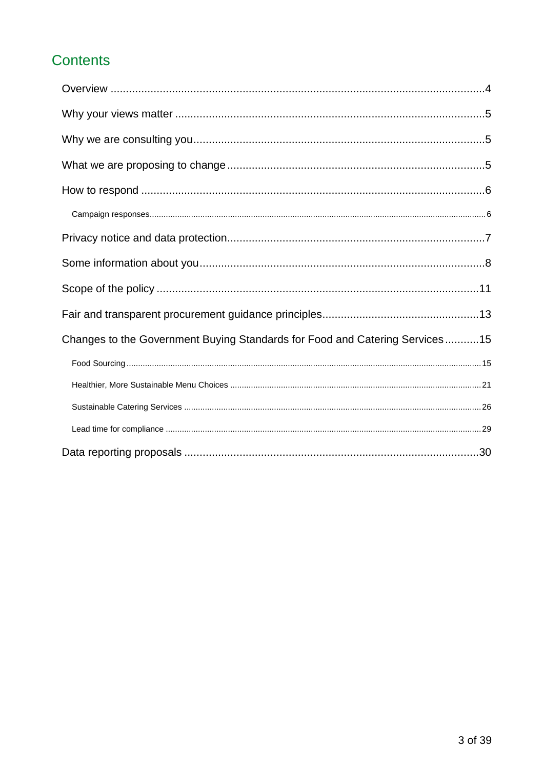## Contents

- Overview ... 4
- Why your views matter ... 5
- Why we are consulting you ... 5
- What we are proposing to change ... 5
- How to respond ... 6
  - Campaign responses ... 6
- Privacy notice and data protection ... 7
- Some information about you ... 8
- Scope of the policy ... 11
- Fair and transparent procurement guidance principles ... 13
- Changes to the Government Buying Standards for Food and Catering Services ... 15
  - Food Sourcing ... 15
  - Healthier, More Sustainable Menu Choices ... 21
  - Sustainable Catering Services ... 26
  - Lead time for compliance ... 29
- Data reporting proposals ... 30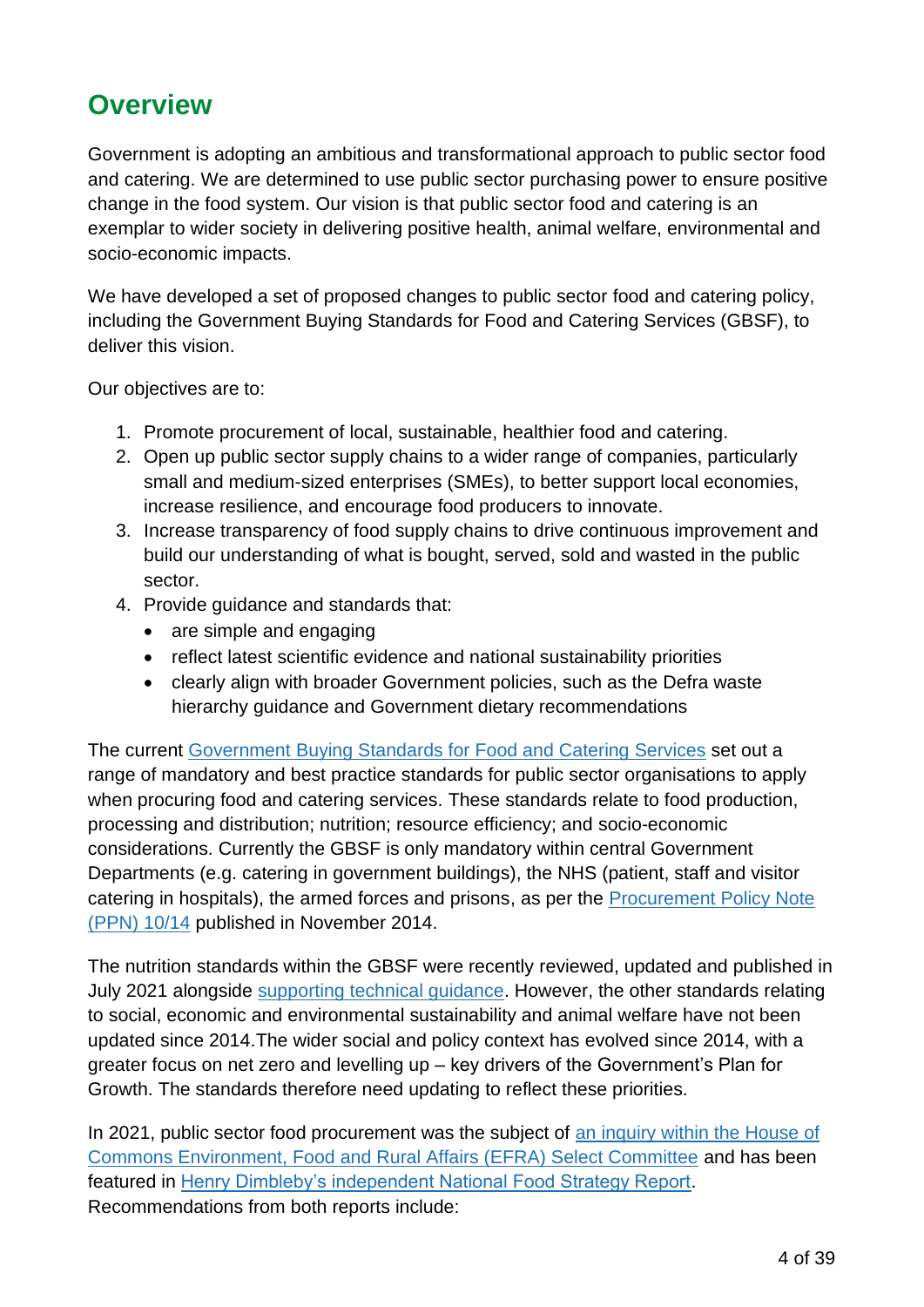## Overview

Government is adopting an ambitious and transformational approach to public sector food and catering. We are determined to use public sector purchasing power to ensure positive change in the food system. Our vision is that public sector food and catering is an exemplar to wider society in delivering positive health, animal welfare, environmental and socio-economic impacts.

We have developed a set of proposed changes to public sector food and catering policy, including the Government Buying Standards for Food and Catering Services (GBSF), to deliver this vision.

Our objectives are to:

1. Promote procurement of local, sustainable, healthier food and catering.
2. Open up public sector supply chains to a wider range of companies, particularly small and medium-sized enterprises (SMEs), to better support local economies, increase resilience, and encourage food producers to innovate.
3. Increase transparency of food supply chains to drive continuous improvement and build our understanding of what is bought, served, sold and wasted in the public sector.
4. Provide guidance and standards that:
   - are simple and engaging
   - reflect latest scientific evidence and national sustainability priorities
   - clearly align with broader Government policies, such as the Defra waste hierarchy guidance and Government dietary recommendations

The current Government Buying Standards for Food and Catering Services set out a range of mandatory and best practice standards for public sector organisations to apply when procuring food and catering services. These standards relate to food production, processing and distribution; nutrition; resource efficiency; and socio-economic considerations. Currently the GBSF is only mandatory within central Government Departments (e.g. catering in government buildings), the NHS (patient, staff and visitor catering in hospitals), the armed forces and prisons, as per the Procurement Policy Note (PPN) 10/14 published in November 2014.

The nutrition standards within the GBSF were recently reviewed, updated and published in July 2021 alongside supporting technical guidance. However, the other standards relating to social, economic and environmental sustainability and animal welfare have not been updated since 2014.The wider social and policy context has evolved since 2014, with a greater focus on net zero and levelling up – key drivers of the Government's Plan for Growth. The standards therefore need updating to reflect these priorities.

In 2021, public sector food procurement was the subject of an inquiry within the House of Commons Environment, Food and Rural Affairs (EFRA) Select Committee and has been featured in Henry Dimbleby's independent National Food Strategy Report. Recommendations from both reports include: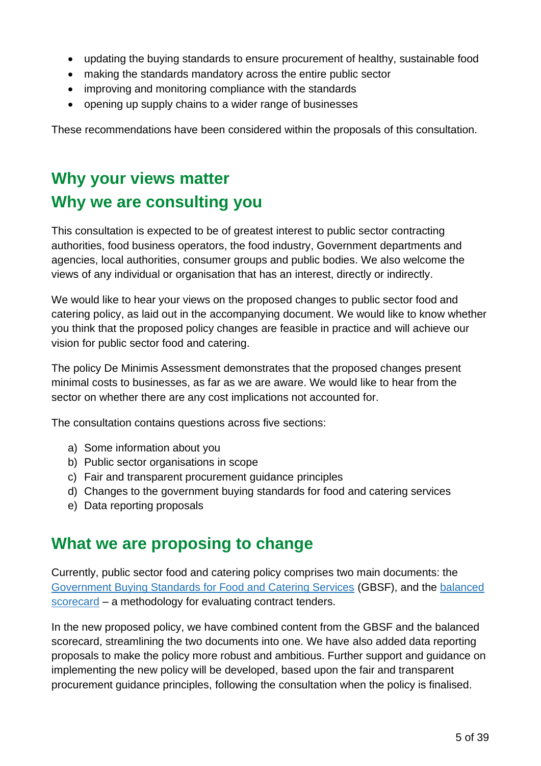- updating the buying standards to ensure procurement of healthy, sustainable food
- making the standards mandatory across the entire public sector
- improving and monitoring compliance with the standards
- opening up supply chains to a wider range of businesses

These recommendations have been considered within the proposals of this consultation.

## Why your views matter

## Why we are consulting you

This consultation is expected to be of greatest interest to public sector contracting authorities, food business operators, the food industry, Government departments and agencies, local authorities, consumer groups and public bodies. We also welcome the views of any individual or organisation that has an interest, directly or indirectly.

We would like to hear your views on the proposed changes to public sector food and catering policy, as laid out in the accompanying document. We would like to know whether you think that the proposed policy changes are feasible in practice and will achieve our vision for public sector food and catering.

The policy De Minimis Assessment demonstrates that the proposed changes present minimal costs to businesses, as far as we are aware. We would like to hear from the sector on whether there are any cost implications not accounted for.

The consultation contains questions across five sections:

a) Some information about you
b) Public sector organisations in scope
c) Fair and transparent procurement guidance principles
d) Changes to the government buying standards for food and catering services
e) Data reporting proposals

## What we are proposing to change

Currently, public sector food and catering policy comprises two main documents: the Government Buying Standards for Food and Catering Services (GBSF), and the balanced scorecard – a methodology for evaluating contract tenders.

In the new proposed policy, we have combined content from the GBSF and the balanced scorecard, streamlining the two documents into one. We have also added data reporting proposals to make the policy more robust and ambitious. Further support and guidance on implementing the new policy will be developed, based upon the fair and transparent procurement guidance principles, following the consultation when the policy is finalised.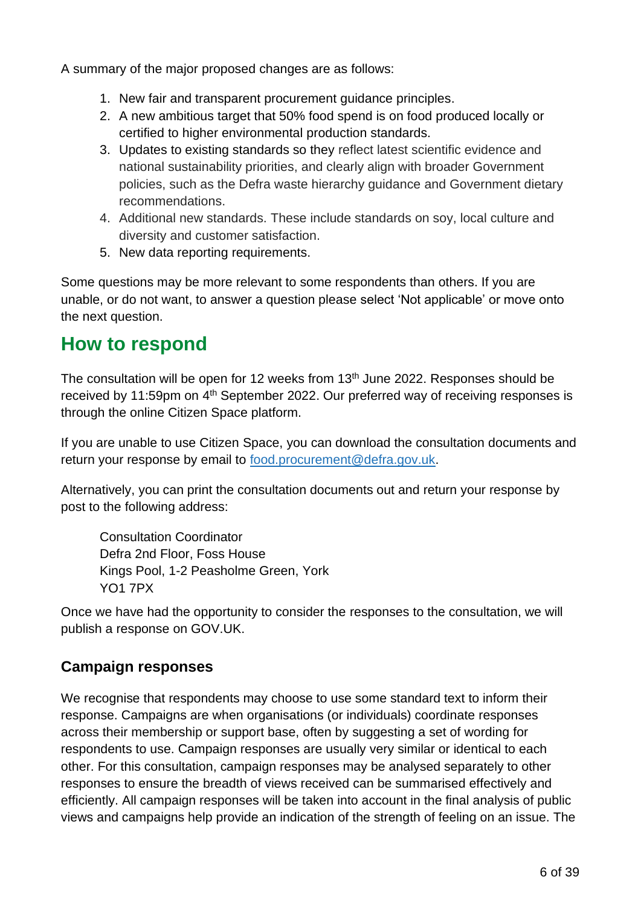A summary of the major proposed changes are as follows:

1. New fair and transparent procurement guidance principles.
2. A new ambitious target that 50% food spend is on food produced locally or certified to higher environmental production standards.
3. Updates to existing standards so they reflect latest scientific evidence and national sustainability priorities, and clearly align with broader Government policies, such as the Defra waste hierarchy guidance and Government dietary recommendations.
4. Additional new standards. These include standards on soy, local culture and diversity and customer satisfaction.
5. New data reporting requirements.

Some questions may be more relevant to some respondents than others. If you are unable, or do not want, to answer a question please select 'Not applicable' or move onto the next question.

## How to respond

The consultation will be open for 12 weeks from 13th June 2022. Responses should be received by 11:59pm on 4th September 2022. Our preferred way of receiving responses is through the online Citizen Space platform.

If you are unable to use Citizen Space, you can download the consultation documents and return your response by email to food.procurement@defra.gov.uk.

Alternatively, you can print the consultation documents out and return your response by post to the following address:

Consultation Coordinator
Defra 2nd Floor, Foss House
Kings Pool, 1-2 Peasholme Green, York
YO1 7PX

Once we have had the opportunity to consider the responses to the consultation, we will publish a response on GOV.UK.

### Campaign responses

We recognise that respondents may choose to use some standard text to inform their response. Campaigns are when organisations (or individuals) coordinate responses across their membership or support base, often by suggesting a set of wording for respondents to use. Campaign responses are usually very similar or identical to each other. For this consultation, campaign responses may be analysed separately to other responses to ensure the breadth of views received can be summarised effectively and efficiently. All campaign responses will be taken into account in the final analysis of public views and campaigns help provide an indication of the strength of feeling on an issue. The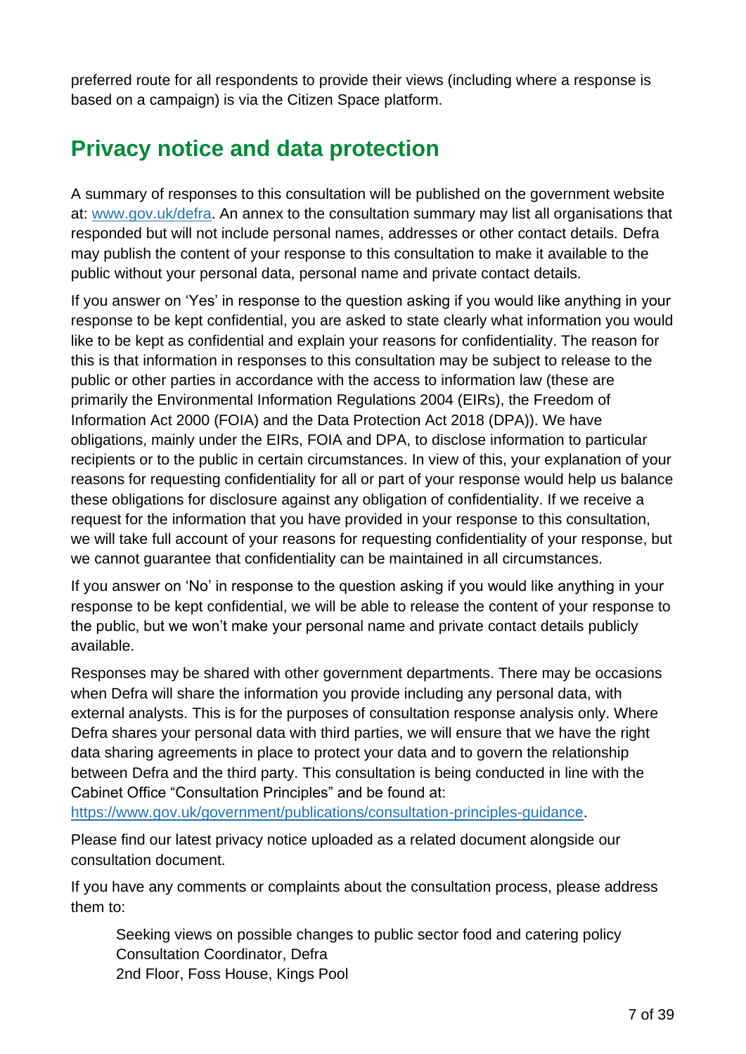preferred route for all respondents to provide their views (including where a response is based on a campaign) is via the Citizen Space platform.

## Privacy notice and data protection

A summary of responses to this consultation will be published on the government website at: [www.gov.uk/defra](www.gov.uk/defra). An annex to the consultation summary may list all organisations that responded but will not include personal names, addresses or other contact details. Defra may publish the content of your response to this consultation to make it available to the public without your personal data, personal name and private contact details.

If you answer on 'Yes' in response to the question asking if you would like anything in your response to be kept confidential, you are asked to state clearly what information you would like to be kept as confidential and explain your reasons for confidentiality. The reason for this is that information in responses to this consultation may be subject to release to the public or other parties in accordance with the access to information law (these are primarily the Environmental Information Regulations 2004 (EIRs), the Freedom of Information Act 2000 (FOIA) and the Data Protection Act 2018 (DPA)). We have obligations, mainly under the EIRs, FOIA and DPA, to disclose information to particular recipients or to the public in certain circumstances. In view of this, your explanation of your reasons for requesting confidentiality for all or part of your response would help us balance these obligations for disclosure against any obligation of confidentiality. If we receive a request for the information that you have provided in your response to this consultation, we will take full account of your reasons for requesting confidentiality of your response, but we cannot guarantee that confidentiality can be maintained in all circumstances.

If you answer on 'No' in response to the question asking if you would like anything in your response to be kept confidential, we will be able to release the content of your response to the public, but we won't make your personal name and private contact details publicly available.

Responses may be shared with other government departments. There may be occasions when Defra will share the information you provide including any personal data, with external analysts. This is for the purposes of consultation response analysis only. Where Defra shares your personal data with third parties, we will ensure that we have the right data sharing agreements in place to protect your data and to govern the relationship between Defra and the third party. This consultation is being conducted in line with the Cabinet Office "Consultation Principles" and be found at: [https://www.gov.uk/government/publications/consultation-principles-guidance](https://www.gov.uk/government/publications/consultation-principles-guidance).

Please find our latest privacy notice uploaded as a related document alongside our consultation document.

If you have any comments or complaints about the consultation process, please address them to:

> Seeking views on possible changes to public sector food and catering policy
> Consultation Coordinator, Defra
> 2nd Floor, Foss House, Kings Pool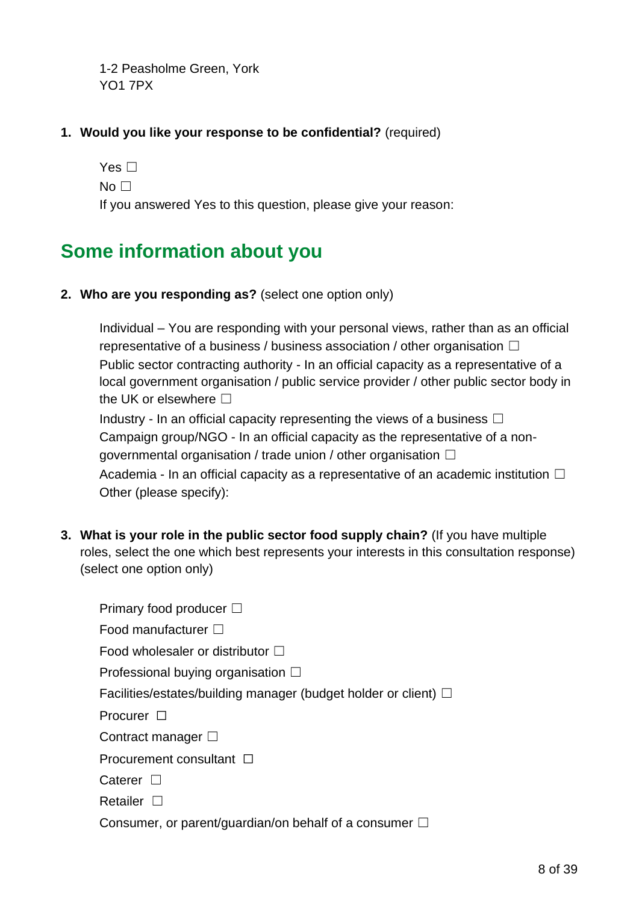1-2 Peasholme Green, York
YO1 7PX

1. **Would you like your response to be confidential?** (required)

   Yes ☐
   No ☐
   If you answered Yes to this question, please give your reason:

## Some information about you

2. **Who are you responding as?** (select one option only)

   Individual – You are responding with your personal views, rather than as an official representative of a business / business association / other organisation ☐
   Public sector contracting authority - In an official capacity as a representative of a local government organisation / public service provider / other public sector body in the UK or elsewhere ☐
   Industry - In an official capacity representing the views of a business ☐
   Campaign group/NGO - In an official capacity as the representative of a non-governmental organisation / trade union / other organisation ☐
   Academia - In an official capacity as a representative of an academic institution ☐
   Other (please specify):

3. **What is your role in the public sector food supply chain?** (If you have multiple roles, select the one which best represents your interests in this consultation response) (select one option only)

   Primary food producer ☐
   Food manufacturer ☐
   Food wholesaler or distributor ☐
   Professional buying organisation ☐
   Facilities/estates/building manager (budget holder or client) ☐
   Procurer ☐
   Contract manager ☐
   Procurement consultant ☐
   Caterer ☐
   Retailer ☐
   Consumer, or parent/guardian/on behalf of a consumer ☐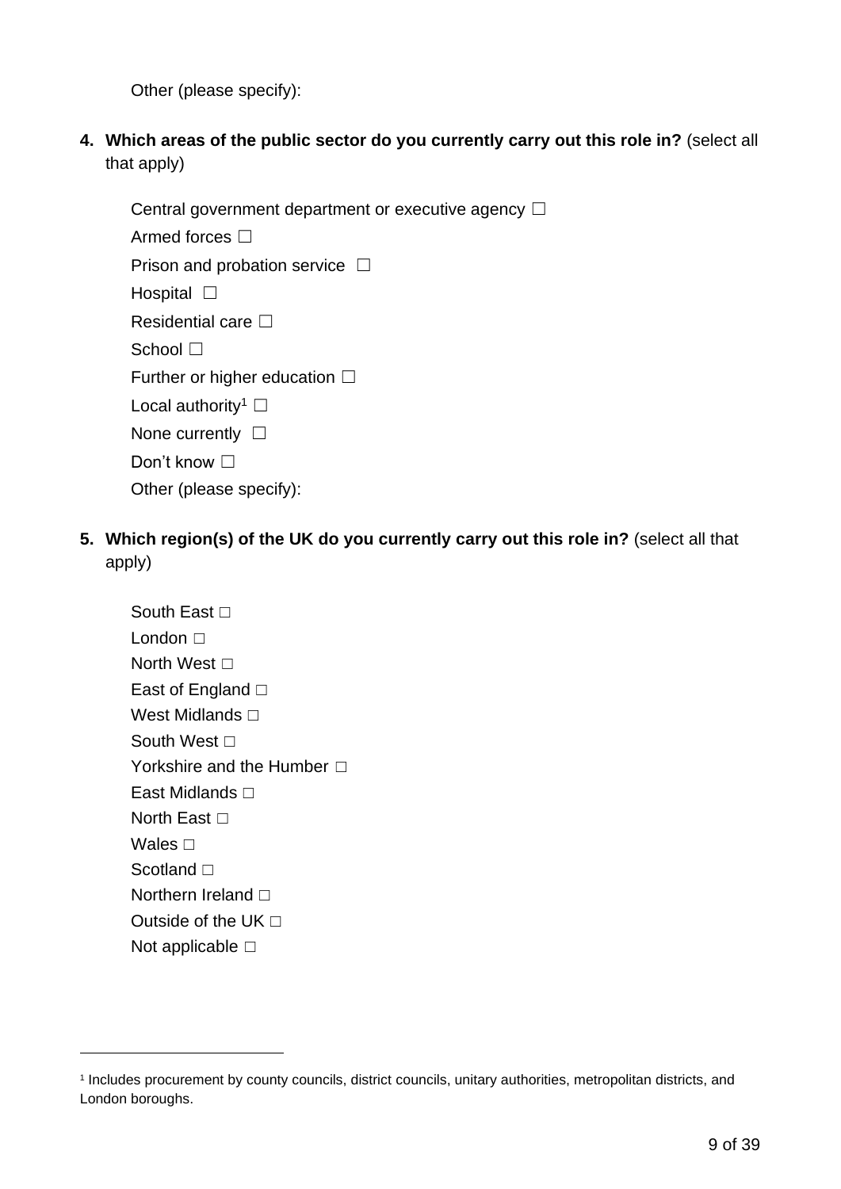Other (please specify):

4. **Which areas of the public sector do you currently carry out this role in?** (select all that apply)

   Central government department or executive agency ☐
   Armed forces ☐
   Prison and probation service ☐
   Hospital ☐
   Residential care ☐
   School ☐
   Further or higher education ☐
   Local authority[1] ☐
   None currently ☐
   Don’t know ☐
   Other (please specify):

5. **Which region(s) of the UK do you currently carry out this role in?** (select all that apply)

   South East □
   London □
   North West □
   East of England □
   West Midlands □
   South West □
   Yorkshire and the Humber □
   East Midlands □
   North East □
   Wales □
   Scotland □
   Northern Ireland □
   Outside of the UK □
   Not applicable □

---

[1] Includes procurement by county councils, district councils, unitary authorities, metropolitan districts, and London boroughs.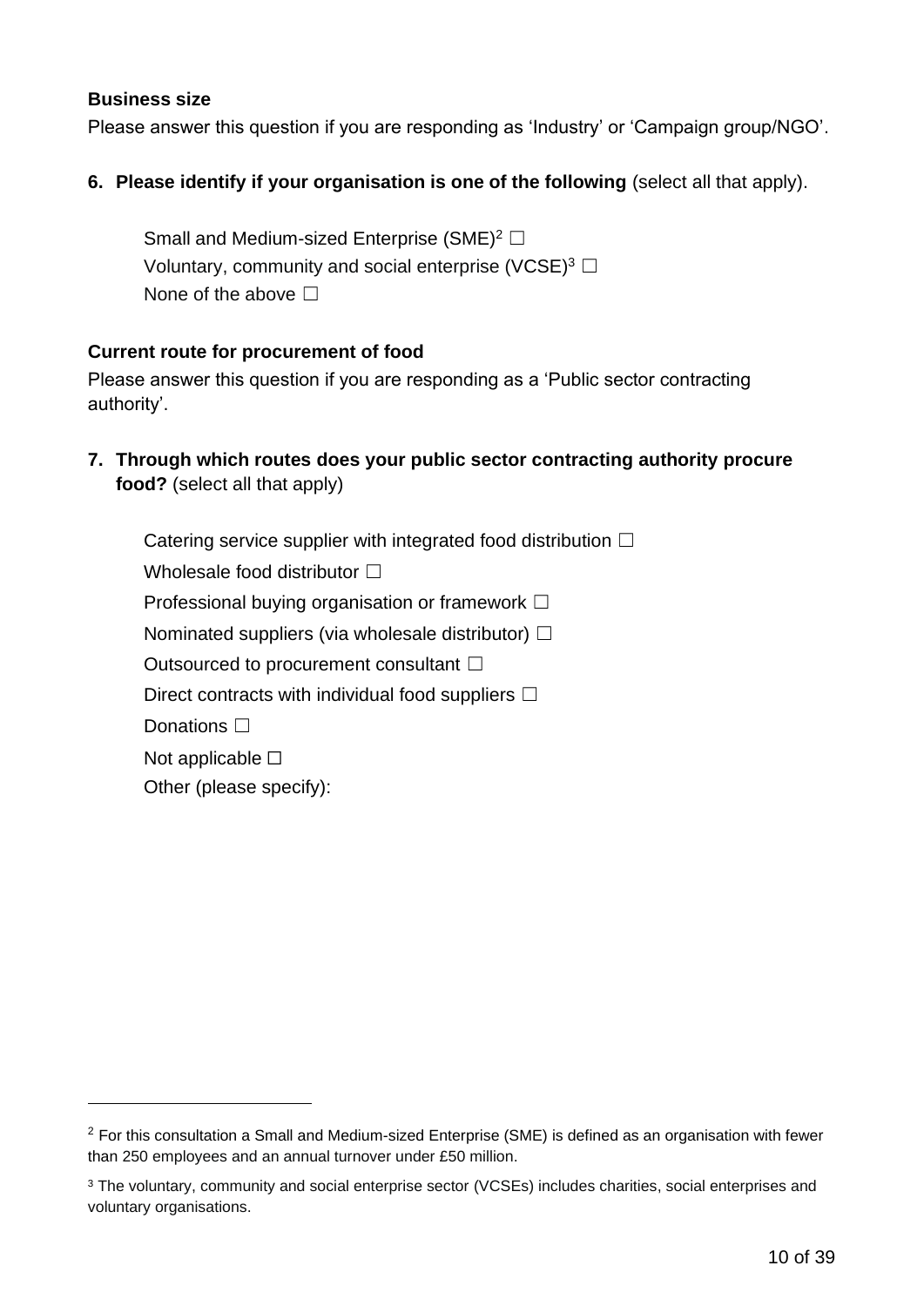**Business size**

Please answer this question if you are responding as 'Industry' or 'Campaign group/NGO'.

**6. Please identify if your organisation is one of the following** (select all that apply).

Small and Medium-sized Enterprise (SME)[2] ☐
Voluntary, community and social enterprise (VCSE)[3] ☐
None of the above ☐

**Current route for procurement of food**

Please answer this question if you are responding as a 'Public sector contracting authority'.

**7. Through which routes does your public sector contracting authority procure food?** (select all that apply)

Catering service supplier with integrated food distribution ☐
Wholesale food distributor ☐
Professional buying organisation or framework ☐
Nominated suppliers (via wholesale distributor) ☐
Outsourced to procurement consultant ☐
Direct contracts with individual food suppliers ☐
Donations ☐
Not applicable ☐
Other (please specify):

---

[2] For this consultation a Small and Medium-sized Enterprise (SME) is defined as an organisation with fewer than 250 employees and an annual turnover under £50 million.

[3] The voluntary, community and social enterprise sector (VCSEs) includes charities, social enterprises and voluntary organisations.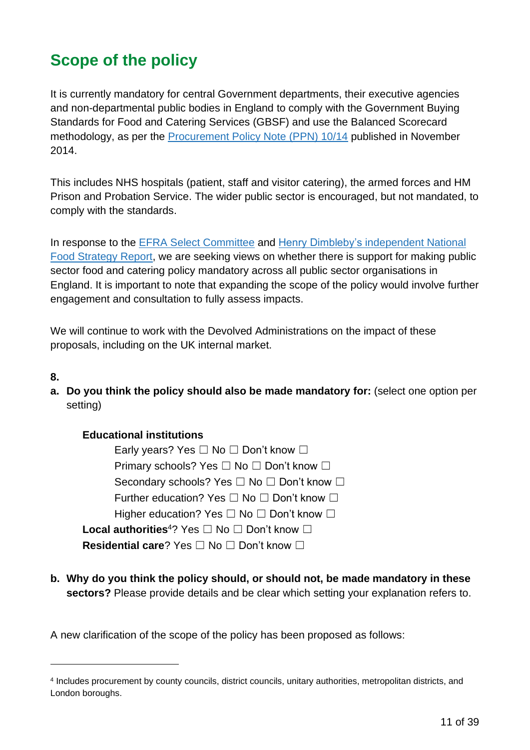## Scope of the policy

It is currently mandatory for central Government departments, their executive agencies and non-departmental public bodies in England to comply with the Government Buying Standards for Food and Catering Services (GBSF) and use the Balanced Scorecard methodology, as per the Procurement Policy Note (PPN) 10/14 published in November 2014.

This includes NHS hospitals (patient, staff and visitor catering), the armed forces and HM Prison and Probation Service. The wider public sector is encouraged, but not mandated, to comply with the standards.

In response to the EFRA Select Committee and Henry Dimbleby's independent National Food Strategy Report, we are seeking views on whether there is support for making public sector food and catering policy mandatory across all public sector organisations in England. It is important to note that expanding the scope of the policy would involve further engagement and consultation to fully assess impacts.

We will continue to work with the Devolved Administrations on the impact of these proposals, including on the UK internal market.

**8.**

a. **Do you think the policy should also be made mandatory for:** (select one option per setting)

**Educational institutions**

- Early years? Yes ☐ No ☐ Don't know ☐
- Primary schools? Yes ☐ No ☐ Don't know ☐
- Secondary schools? Yes ☐ No ☐ Don't know ☐
- Further education? Yes ☐ No ☐ Don't know ☐
- Higher education? Yes ☐ No ☐ Don't know ☐

**Local authorities**[4]? Yes ☐ No ☐ Don't know ☐

**Residential care**? Yes ☐ No ☐ Don't know ☐

b. **Why do you think the policy should, or should not, be made mandatory in these sectors?** Please provide details and be clear which setting your explanation refers to.

A new clarification of the scope of the policy has been proposed as follows:

[4] Includes procurement by county councils, district councils, unitary authorities, metropolitan districts, and London boroughs.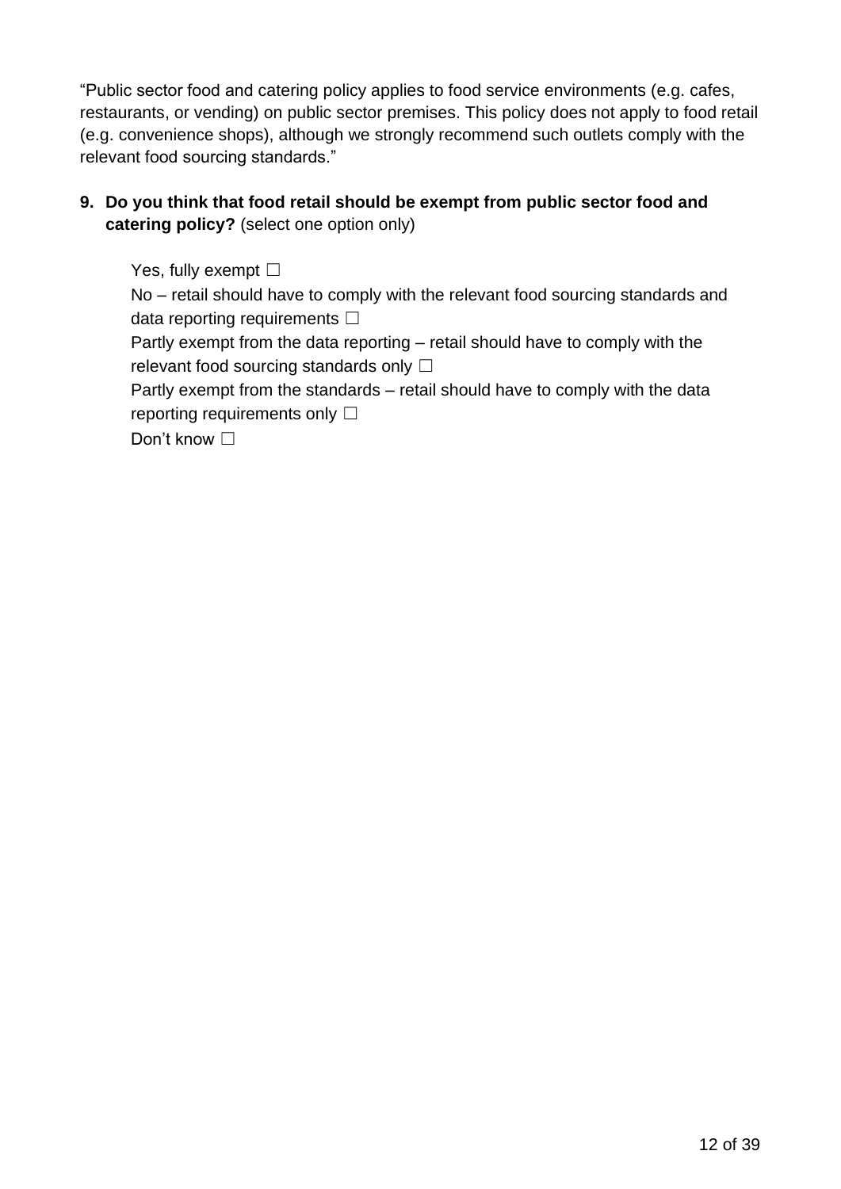"Public sector food and catering policy applies to food service environments (e.g. cafes, restaurants, or vending) on public sector premises. This policy does not apply to food retail (e.g. convenience shops), although we strongly recommend such outlets comply with the relevant food sourcing standards."

9. **Do you think that food retail should be exempt from public sector food and catering policy?** (select one option only)

   Yes, fully exempt ☐
   
   No – retail should have to comply with the relevant food sourcing standards and data reporting requirements ☐
   
   Partly exempt from the data reporting – retail should have to comply with the relevant food sourcing standards only ☐
   
   Partly exempt from the standards – retail should have to comply with the data reporting requirements only ☐
   
   Don't know ☐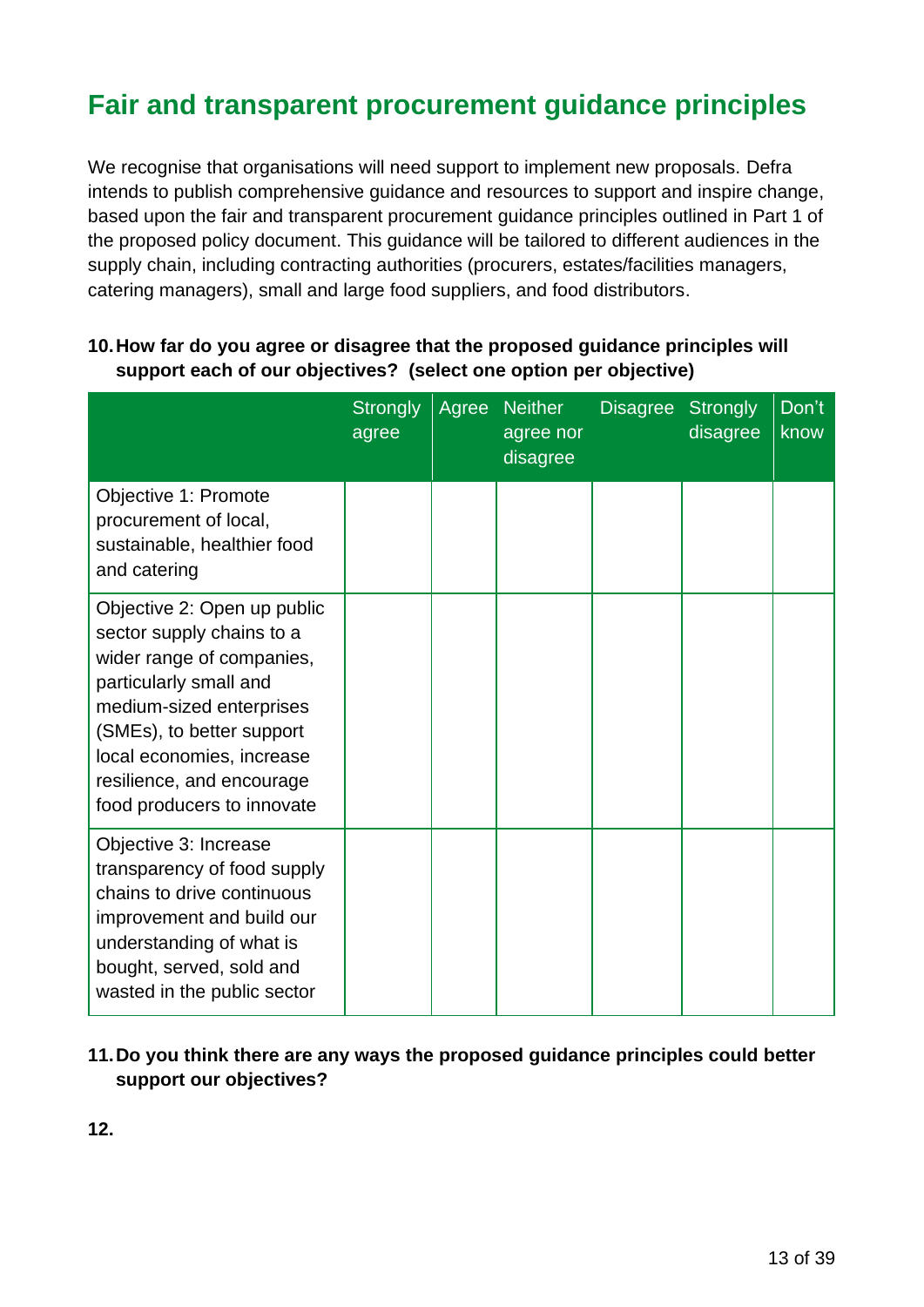## Fair and transparent procurement guidance principles

We recognise that organisations will need support to implement new proposals. Defra intends to publish comprehensive guidance and resources to support and inspire change, based upon the fair and transparent procurement guidance principles outlined in Part 1 of the proposed policy document. This guidance will be tailored to different audiences in the supply chain, including contracting authorities (procurers, estates/facilities managers, catering managers), small and large food suppliers, and food distributors.

**10. How far do you agree or disagree that the proposed guidance principles will support each of our objectives? (select one option per objective)**

| | Strongly agree | Agree | Neither agree nor disagree | Disagree | Strongly disagree | Don't know |
|---|---|---|---|---|---|---|
| Objective 1: Promote procurement of local, sustainable, healthier food and catering | | | | | | |
| Objective 2: Open up public sector supply chains to a wider range of companies, particularly small and medium-sized enterprises (SMEs), to better support local economies, increase resilience, and encourage food producers to innovate | | | | | | |
| Objective 3: Increase transparency of food supply chains to drive continuous improvement and build our understanding of what is bought, served, sold and wasted in the public sector | | | | | | |

**11. Do you think there are any ways the proposed guidance principles could better support our objectives?**

**12.**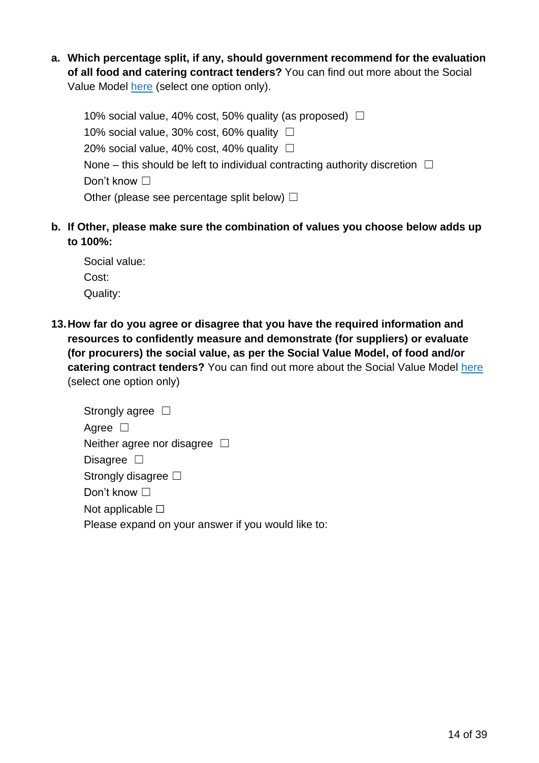a. **Which percentage split, if any, should government recommend for the evaluation of all food and catering contract tenders?** You can find out more about the Social Value Model here (select one option only).

   10% social value, 40% cost, 50% quality (as proposed) ☐
   10% social value, 30% cost, 60% quality ☐
   20% social value, 40% cost, 40% quality ☐
   None – this should be left to individual contracting authority discretion ☐
   Don't know ☐
   Other (please see percentage split below) ☐

b. **If Other, please make sure the combination of values you choose below adds up to 100%:**

   Social value:
   Cost:
   Quality:

13. **How far do you agree or disagree that you have the required information and resources to confidently measure and demonstrate (for suppliers) or evaluate (for procurers) the social value, as per the Social Value Model, of food and/or catering contract tenders?** You can find out more about the Social Value Model here (select one option only)

    Strongly agree ☐
    Agree ☐
    Neither agree nor disagree ☐
    Disagree ☐
    Strongly disagree ☐
    Don't know ☐
    Not applicable ☐
    Please expand on your answer if you would like to: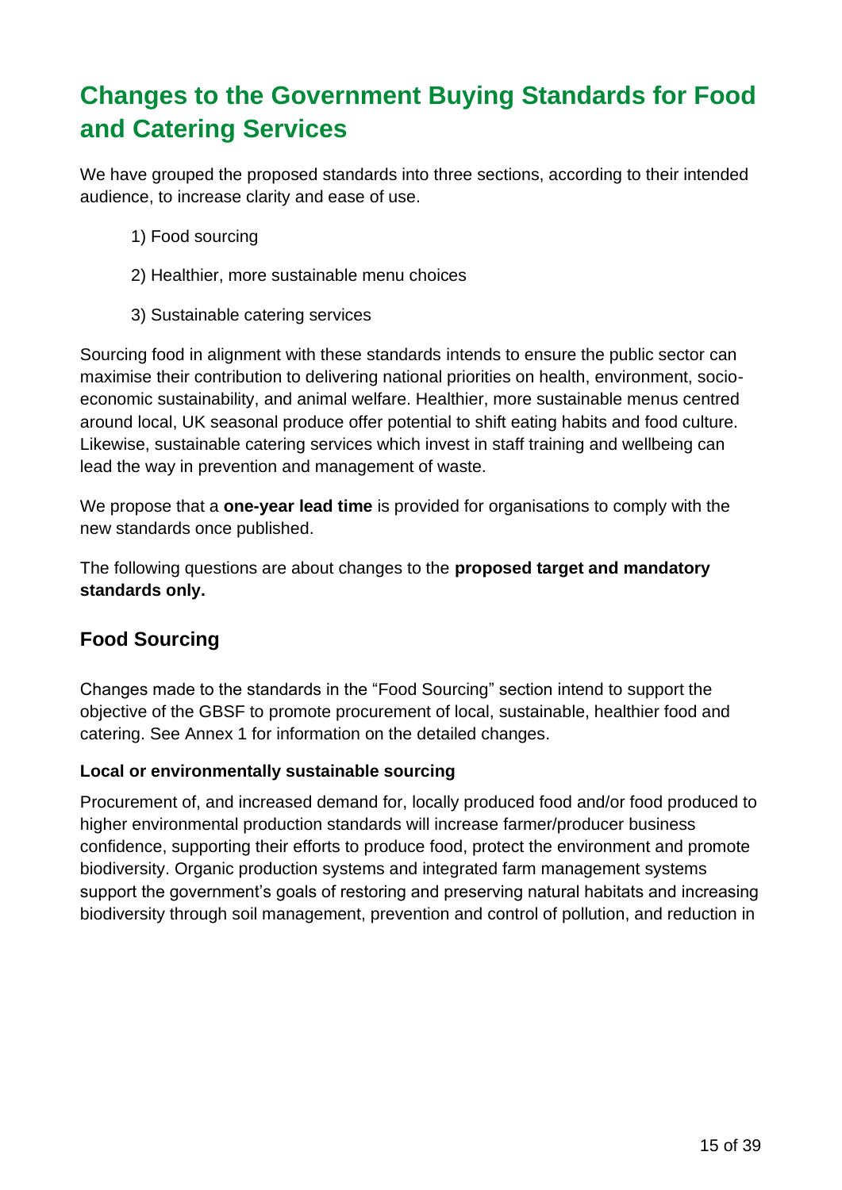## Changes to the Government Buying Standards for Food and Catering Services

We have grouped the proposed standards into three sections, according to their intended audience, to increase clarity and ease of use.

1) Food sourcing
2) Healthier, more sustainable menu choices
3) Sustainable catering services

Sourcing food in alignment with these standards intends to ensure the public sector can maximise their contribution to delivering national priorities on health, environment, socio-economic sustainability, and animal welfare. Healthier, more sustainable menus centred around local, UK seasonal produce offer potential to shift eating habits and food culture. Likewise, sustainable catering services which invest in staff training and wellbeing can lead the way in prevention and management of waste.

We propose that a **one-year lead time** is provided for organisations to comply with the new standards once published.

The following questions are about changes to the **proposed target and mandatory standards only.**

### Food Sourcing

Changes made to the standards in the "Food Sourcing" section intend to support the objective of the GBSF to promote procurement of local, sustainable, healthier food and catering. See Annex 1 for information on the detailed changes.

#### Local or environmentally sustainable sourcing

Procurement of, and increased demand for, locally produced food and/or food produced to higher environmental production standards will increase farmer/producer business confidence, supporting their efforts to produce food, protect the environment and promote biodiversity. Organic production systems and integrated farm management systems support the government's goals of restoring and preserving natural habitats and increasing biodiversity through soil management, prevention and control of pollution, and reduction in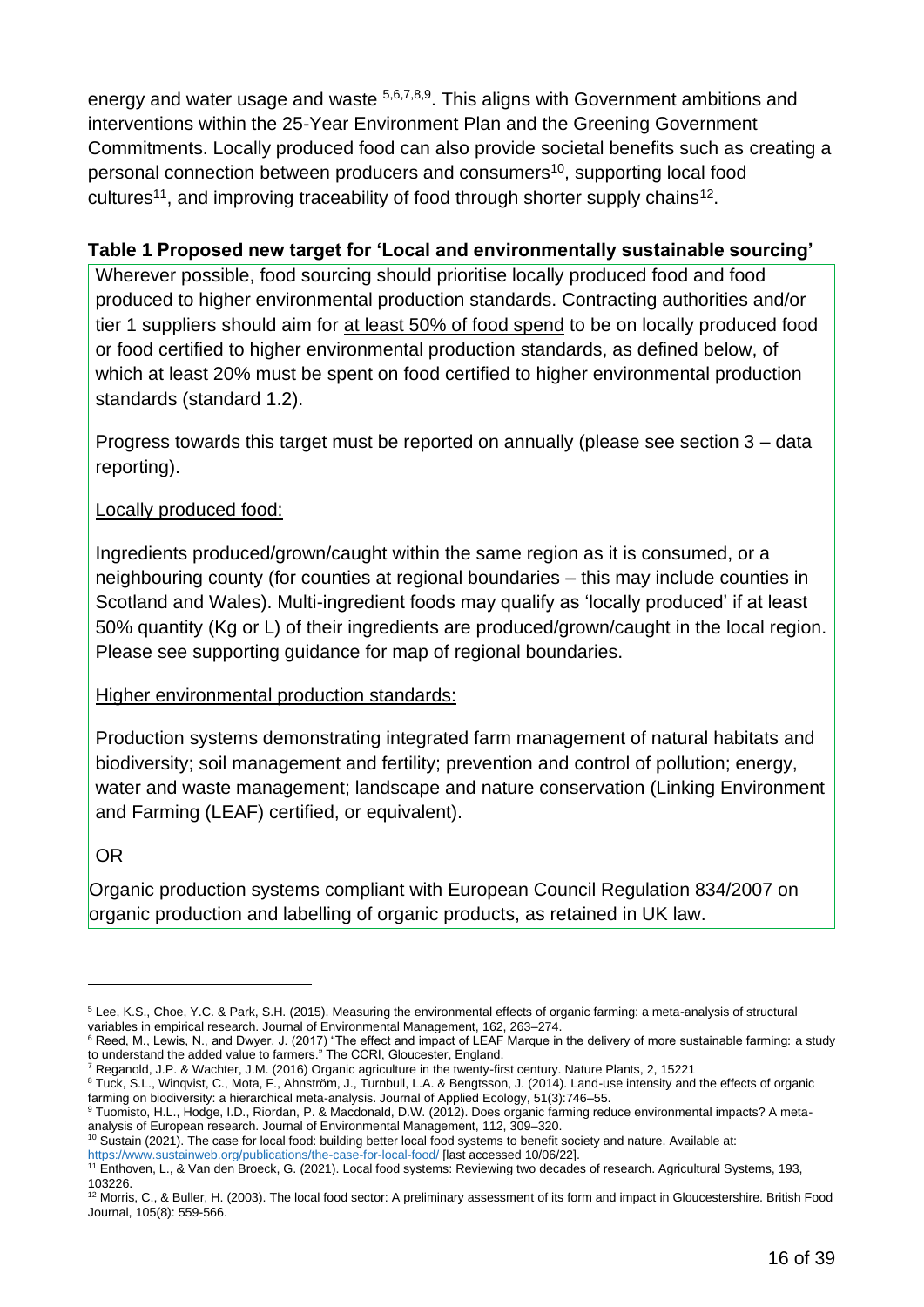energy and water usage and waste [5,6,7,8,9]. This aligns with Government ambitions and interventions within the 25-Year Environment Plan and the Greening Government Commitments. Locally produced food can also provide societal benefits such as creating a personal connection between producers and consumers[10], supporting local food cultures[11], and improving traceability of food through shorter supply chains[12].

**Table 1 Proposed new target for 'Local and environmentally sustainable sourcing'**

Wherever possible, food sourcing should prioritise locally produced food and food produced to higher environmental production standards. Contracting authorities and/or tier 1 suppliers should aim for <u>at least 50% of food spend</u> to be on locally produced food or food certified to higher environmental production standards, as defined below, of which at least 20% must be spent on food certified to higher environmental production standards (standard 1.2).

Progress towards this target must be reported on annually (please see section 3 – data reporting).

<u>Locally produced food:</u>

Ingredients produced/grown/caught within the same region as it is consumed, or a neighbouring county (for counties at regional boundaries – this may include counties in Scotland and Wales). Multi-ingredient foods may qualify as 'locally produced' if at least 50% quantity (Kg or L) of their ingredients are produced/grown/caught in the local region. Please see supporting guidance for map of regional boundaries.

<u>Higher environmental production standards:</u>

Production systems demonstrating integrated farm management of natural habitats and biodiversity; soil management and fertility; prevention and control of pollution; energy, water and waste management; landscape and nature conservation (Linking Environment and Farming (LEAF) certified, or equivalent).

OR

Organic production systems compliant with European Council Regulation 834/2007 on organic production and labelling of organic products, as retained in UK law.

---

[5] Lee, K.S., Choe, Y.C. & Park, S.H. (2015). Measuring the environmental effects of organic farming: a meta-analysis of structural variables in empirical research. Journal of Environmental Management, 162, 263–274.

[6] Reed, M., Lewis, N., and Dwyer, J. (2017) "The effect and impact of LEAF Marque in the delivery of more sustainable farming: a study to understand the added value to farmers." The CCRI, Gloucester, England.

[7] Reganold, J.P. & Wachter, J.M. (2016) Organic agriculture in the twenty-first century. Nature Plants, 2, 15221

[8] Tuck, S.L., Winqvist, C., Mota, F., Ahnström, J., Turnbull, L.A. & Bengtsson, J. (2014). Land-use intensity and the effects of organic farming on biodiversity: a hierarchical meta-analysis. Journal of Applied Ecology, 51(3):746–55.

[9] Tuomisto, H.L., Hodge, I.D., Riordan, P. & Macdonald, D.W. (2012). Does organic farming reduce environmental impacts? A meta-analysis of European research. Journal of Environmental Management, 112, 309–320.

[10] Sustain (2021). The case for local food: building better local food systems to benefit society and nature. Available at: https://www.sustainweb.org/publications/the-case-for-local-food/ [last accessed 10/06/22].

[11] Enthoven, L., & Van den Broeck, G. (2021). Local food systems: Reviewing two decades of research. Agricultural Systems, 193, 103226.

[12] Morris, C., & Buller, H. (2003). The local food sector: A preliminary assessment of its form and impact in Gloucestershire. British Food Journal, 105(8): 559-566.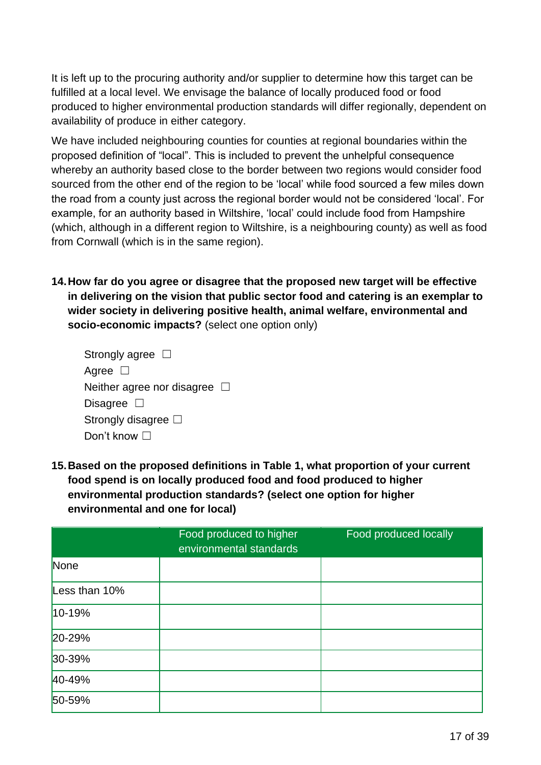It is left up to the procuring authority and/or supplier to determine how this target can be fulfilled at a local level. We envisage the balance of locally produced food or food produced to higher environmental production standards will differ regionally, dependent on availability of produce in either category.

We have included neighbouring counties for counties at regional boundaries within the proposed definition of "local". This is included to prevent the unhelpful consequence whereby an authority based close to the border between two regions would consider food sourced from the other end of the region to be 'local' while food sourced a few miles down the road from a county just across the regional border would not be considered 'local'. For example, for an authority based in Wiltshire, 'local' could include food from Hampshire (which, although in a different region to Wiltshire, is a neighbouring county) as well as food from Cornwall (which is in the same region).

14. **How far do you agree or disagree that the proposed new target will be effective in delivering on the vision that public sector food and catering is an exemplar to wider society in delivering positive health, animal welfare, environmental and socio-economic impacts?** (select one option only)

    Strongly agree ☐
    Agree ☐
    Neither agree nor disagree ☐
    Disagree ☐
    Strongly disagree ☐
    Don't know ☐

15. **Based on the proposed definitions in Table 1, what proportion of your current food spend is on locally produced food and food produced to higher environmental production standards? (select one option for higher environmental and one for local)**

| | Food produced to higher environmental standards | Food produced locally |
|---|---|---|
| None | | |
| Less than 10% | | |
| 10-19% | | |
| 20-29% | | |
| 30-39% | | |
| 40-49% | | |
| 50-59% | | |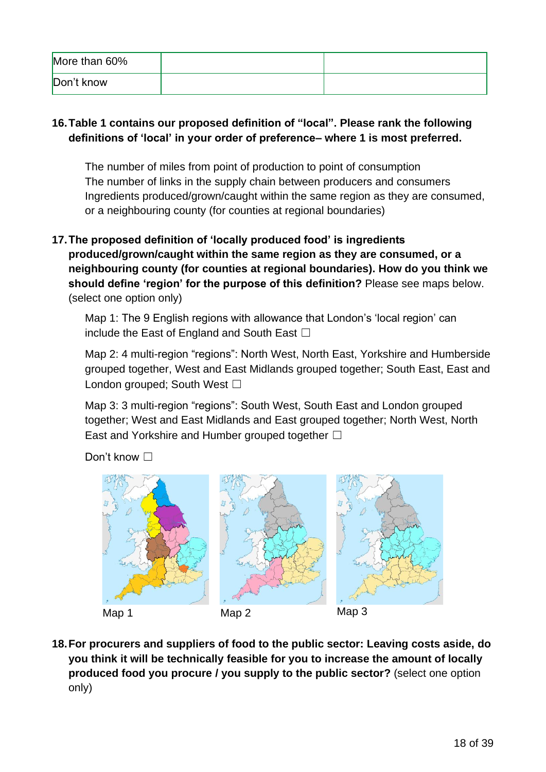| More than 60% | | |
|---|---|---|
| Don't know | | |

16. **Table 1 contains our proposed definition of "local". Please rank the following definitions of 'local' in your order of preference– where 1 is most preferred.**

    The number of miles from point of production to point of consumption
    The number of links in the supply chain between producers and consumers
    Ingredients produced/grown/caught within the same region as they are consumed, or a neighbouring county (for counties at regional boundaries)

17. **The proposed definition of 'locally produced food' is ingredients produced/grown/caught within the same region as they are consumed, or a neighbouring county (for counties at regional boundaries). How do you think we should define 'region' for the purpose of this definition?** Please see maps below. (select one option only)

    Map 1: The 9 English regions with allowance that London's 'local region' can include the East of England and South East ☐

    Map 2: 4 multi-region "regions": North West, North East, Yorkshire and Humberside grouped together, West and East Midlands grouped together; South East, East and London grouped; South West ☐

    Map 3: 3 multi-region "regions": South West, South East and London grouped together; West and East Midlands and East grouped together; North West, North East and Yorkshire and Humber grouped together ☐

    Don't know ☐

Map 1

Map 2

Map 3

18. **For procurers and suppliers of food to the public sector: Leaving costs aside, do you think it will be technically feasible for you to increase the amount of locally produced food you procure / you supply to the public sector?** (select one option only)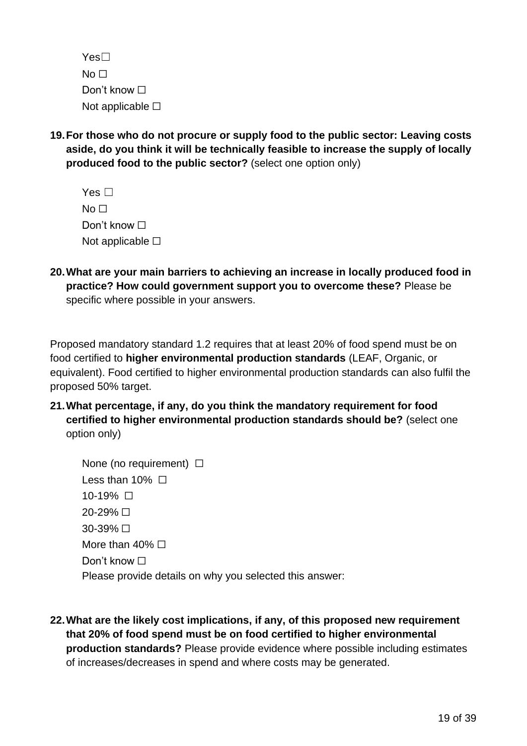Yes☐
No ☐
Don't know ☐
Not applicable ☐

19. **For those who do not procure or supply food to the public sector: Leaving costs aside, do you think it will be technically feasible to increase the supply of locally produced food to the public sector?** (select one option only)

    Yes ☐
    No ☐
    Don't know ☐
    Not applicable ☐

20. **What are your main barriers to achieving an increase in locally produced food in practice? How could government support you to overcome these?** Please be specific where possible in your answers.

Proposed mandatory standard 1.2 requires that at least 20% of food spend must be on food certified to **higher environmental production standards** (LEAF, Organic, or equivalent). Food certified to higher environmental production standards can also fulfil the proposed 50% target.

21. **What percentage, if any, do you think the mandatory requirement for food certified to higher environmental production standards should be?** (select one option only)

    None (no requirement) ☐
    Less than 10% ☐
    10-19% ☐
    20-29% ☐
    30-39% ☐
    More than 40% ☐
    Don't know ☐
    Please provide details on why you selected this answer:

22. **What are the likely cost implications, if any, of this proposed new requirement that 20% of food spend must be on food certified to higher environmental production standards?** Please provide evidence where possible including estimates of increases/decreases in spend and where costs may be generated.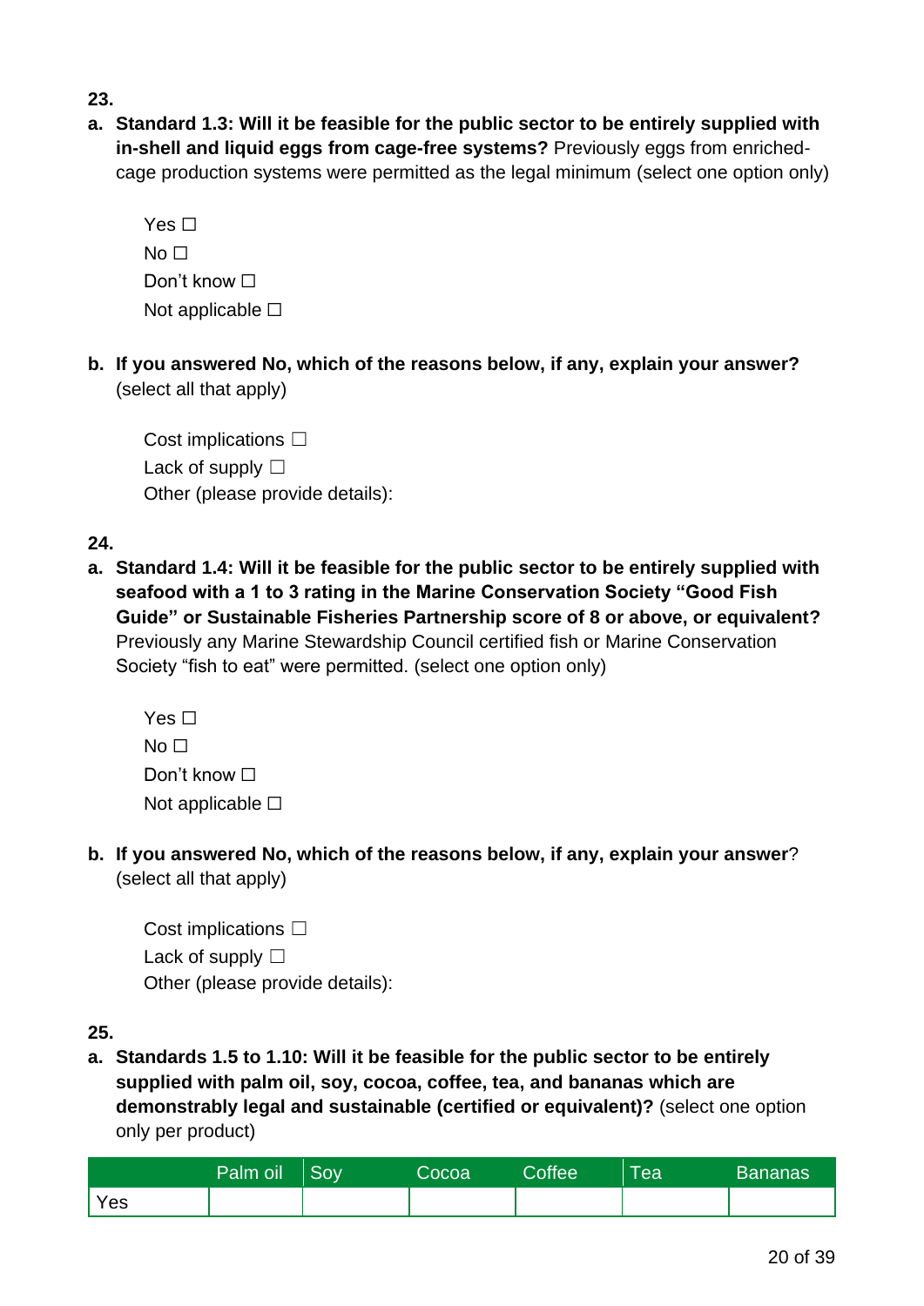**23.**

a. **Standard 1.3: Will it be feasible for the public sector to be entirely supplied with in-shell and liquid eggs from cage-free systems?** Previously eggs from enriched-cage production systems were permitted as the legal minimum (select one option only)

Yes ☐
No ☐
Don't know ☐
Not applicable ☐

b. **If you answered No, which of the reasons below, if any, explain your answer?** (select all that apply)

Cost implications ☐
Lack of supply ☐
Other (please provide details):

**24.**

a. **Standard 1.4: Will it be feasible for the public sector to be entirely supplied with seafood with a 1 to 3 rating in the Marine Conservation Society "Good Fish Guide" or Sustainable Fisheries Partnership score of 8 or above, or equivalent?** Previously any Marine Stewardship Council certified fish or Marine Conservation Society "fish to eat" were permitted. (select one option only)

Yes ☐
No ☐
Don't know ☐
Not applicable ☐

b. **If you answered No, which of the reasons below, if any, explain your answer**? (select all that apply)

Cost implications ☐
Lack of supply ☐
Other (please provide details):

**25.**

a. **Standards 1.5 to 1.10: Will it be feasible for the public sector to be entirely supplied with palm oil, soy, cocoa, coffee, tea, and bananas which are demonstrably legal and sustainable (certified or equivalent)?** (select one option only per product)

| | Palm oil | Soy | Cocoa | Coffee | Tea | Bananas |
|---|---|---|---|---|---|---|
| Yes | | | | | | |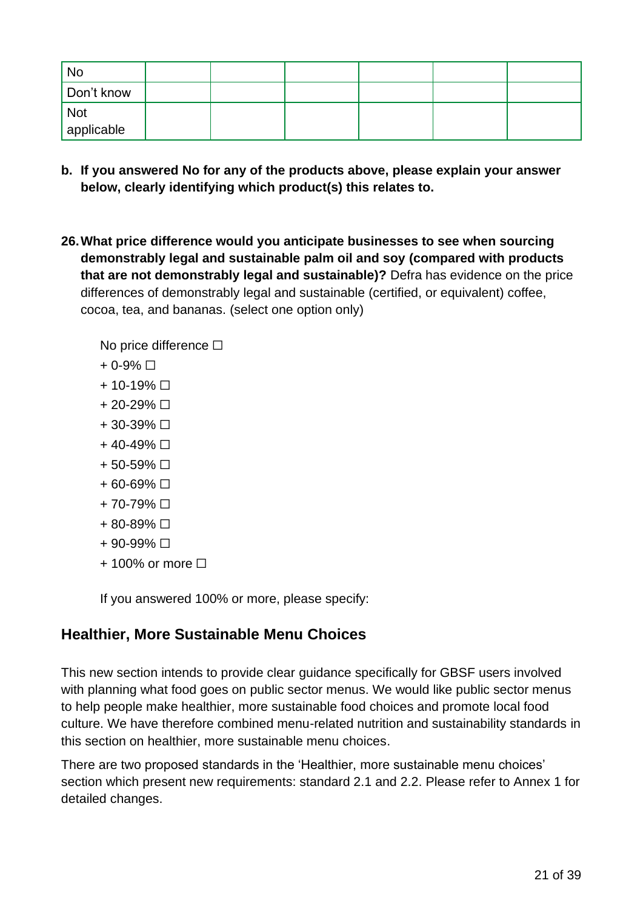| No | | | | | | |
|---|---|---|---|---|---|---|
| Don't know | | | | | | |
| Not applicable | | | | | | |

**b. If you answered No for any of the products above, please explain your answer below, clearly identifying which product(s) this relates to.**

**26. What price difference would you anticipate businesses to see when sourcing demonstrably legal and sustainable palm oil and soy (compared with products that are not demonstrably legal and sustainable)?** Defra has evidence on the price differences of demonstrably legal and sustainable (certified, or equivalent) coffee, cocoa, tea, and bananas. (select one option only)

No price difference ☐

+ 0-9% ☐

+ 10-19% ☐

+ 20-29% ☐

+ 30-39% ☐

+ 40-49% ☐

+ 50-59% ☐

+ 60-69% ☐

+ 70-79% ☐

+ 80-89% ☐

+ 90-99% ☐

+ 100% or more ☐

If you answered 100% or more, please specify:

## Healthier, More Sustainable Menu Choices

This new section intends to provide clear guidance specifically for GBSF users involved with planning what food goes on public sector menus. We would like public sector menus to help people make healthier, more sustainable food choices and promote local food culture. We have therefore combined menu-related nutrition and sustainability standards in this section on healthier, more sustainable menu choices.

There are two proposed standards in the 'Healthier, more sustainable menu choices' section which present new requirements: standard 2.1 and 2.2. Please refer to Annex 1 for detailed changes.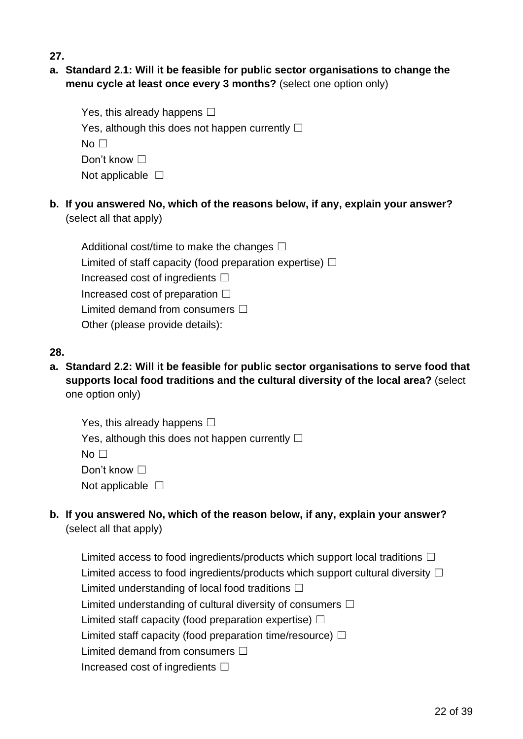**27.**

**a. Standard 2.1: Will it be feasible for public sector organisations to change the menu cycle at least once every 3 months?** (select one option only)

Yes, this already happens ☐
Yes, although this does not happen currently ☐
No ☐
Don't know ☐
Not applicable ☐

**b. If you answered No, which of the reasons below, if any, explain your answer?** (select all that apply)

Additional cost/time to make the changes ☐
Limited of staff capacity (food preparation expertise) ☐
Increased cost of ingredients ☐
Increased cost of preparation ☐
Limited demand from consumers ☐
Other (please provide details):

**28.**

**a. Standard 2.2: Will it be feasible for public sector organisations to serve food that supports local food traditions and the cultural diversity of the local area?** (select one option only)

Yes, this already happens ☐
Yes, although this does not happen currently ☐
No ☐
Don't know ☐
Not applicable ☐

**b. If you answered No, which of the reason below, if any, explain your answer?** (select all that apply)

Limited access to food ingredients/products which support local traditions ☐
Limited access to food ingredients/products which support cultural diversity ☐
Limited understanding of local food traditions ☐
Limited understanding of cultural diversity of consumers ☐
Limited staff capacity (food preparation expertise) ☐
Limited staff capacity (food preparation time/resource) ☐
Limited demand from consumers ☐
Increased cost of ingredients ☐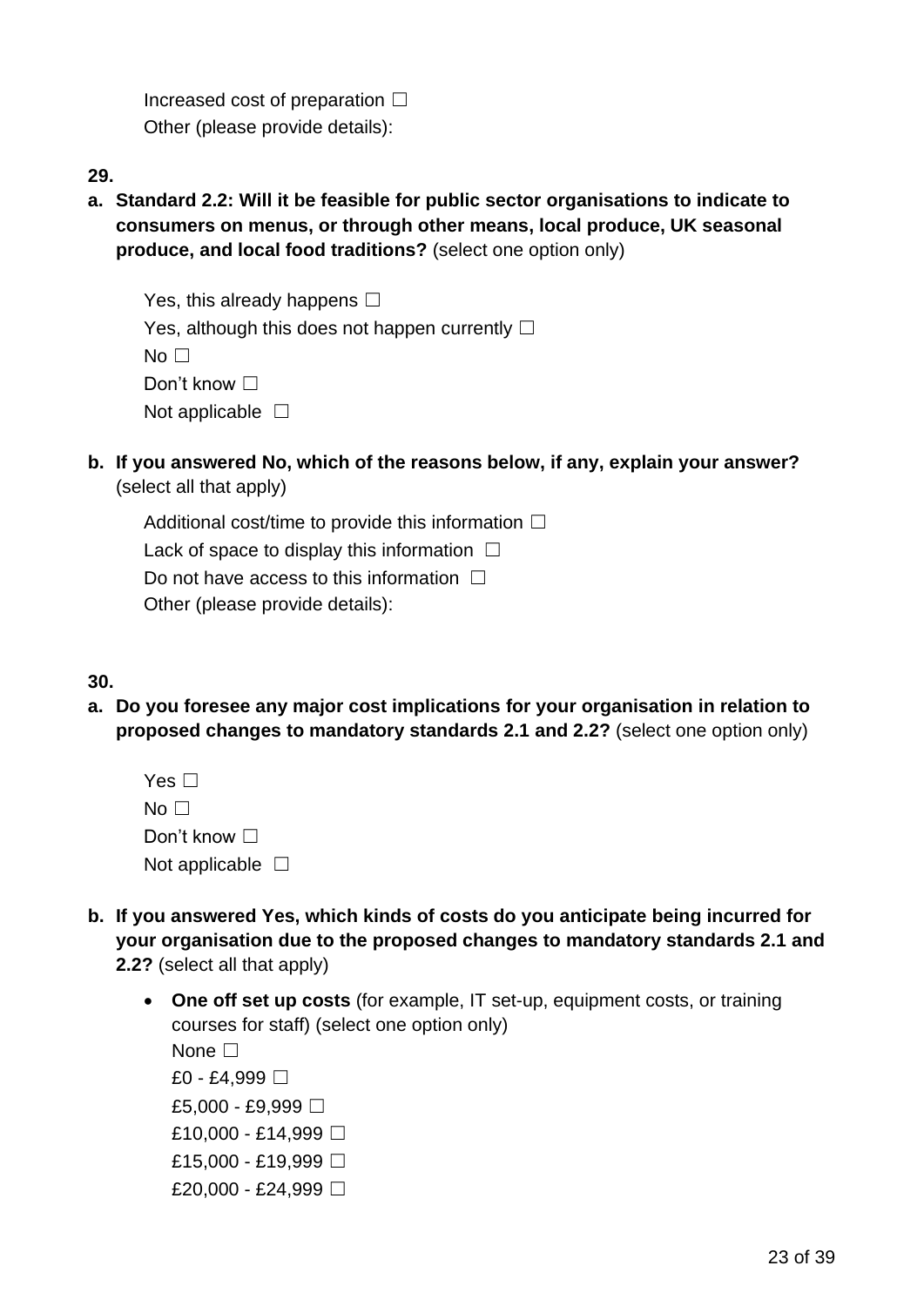Increased cost of preparation ☐
Other (please provide details):

**29.**

**a. Standard 2.2: Will it be feasible for public sector organisations to indicate to consumers on menus, or through other means, local produce, UK seasonal produce, and local food traditions?** (select one option only)

Yes, this already happens ☐
Yes, although this does not happen currently ☐
No ☐
Don’t know ☐
Not applicable ☐

**b. If you answered No, which of the reasons below, if any, explain your answer?** (select all that apply)

Additional cost/time to provide this information ☐
Lack of space to display this information ☐
Do not have access to this information ☐
Other (please provide details):

**30.**

**a. Do you foresee any major cost implications for your organisation in relation to proposed changes to mandatory standards 2.1 and 2.2?** (select one option only)

Yes ☐
No ☐
Don’t know ☐
Not applicable ☐

**b. If you answered Yes, which kinds of costs do you anticipate being incurred for your organisation due to the proposed changes to mandatory standards 2.1 and 2.2?** (select all that apply)

- **One off set up costs** (for example, IT set-up, equipment costs, or training courses for staff) (select one option only)
  None ☐
  £0 - £4,999 ☐
  £5,000 - £9,999 ☐
  £10,000 - £14,999 ☐
  £15,000 - £19,999 ☐
  £20,000 - £24,999 ☐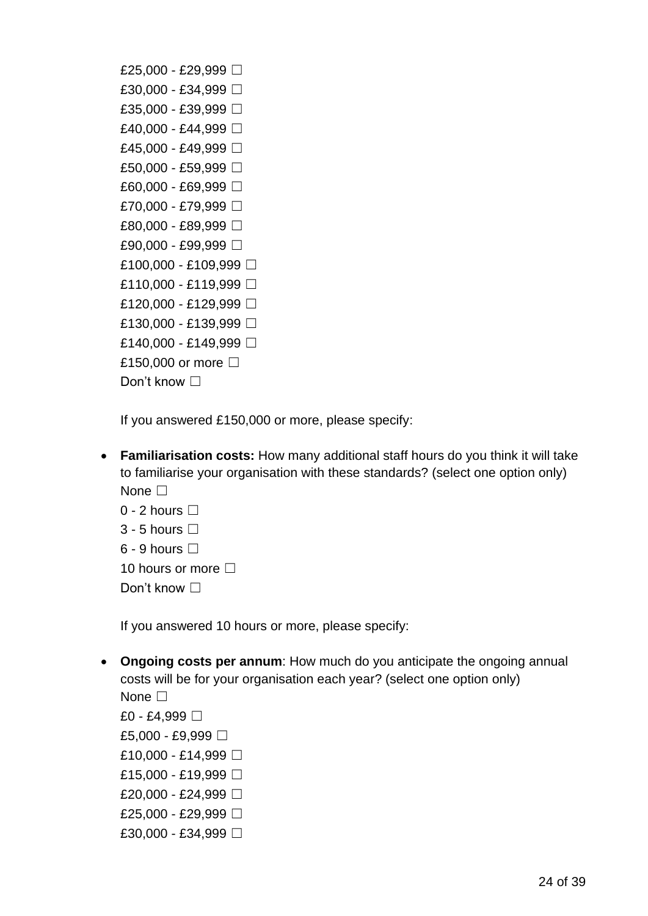£25,000 - £29,999 ☐
£30,000 - £34,999 ☐
£35,000 - £39,999 ☐
£40,000 - £44,999 ☐
£45,000 - £49,999 ☐
£50,000 - £59,999 ☐
£60,000 - £69,999 ☐
£70,000 - £79,999 ☐
£80,000 - £89,999 ☐
£90,000 - £99,999 ☐
£100,000 - £109,999 ☐
£110,000 - £119,999 ☐
£120,000 - £129,999 ☐
£130,000 - £139,999 ☐
£140,000 - £149,999 ☐
£150,000 or more ☐
Don't know ☐

If you answered £150,000 or more, please specify:

- **Familiarisation costs:** How many additional staff hours do you think it will take to familiarise your organisation with these standards? (select one option only)
  None ☐
  0 - 2 hours ☐
  3 - 5 hours ☐
  6 - 9 hours ☐
  10 hours or more ☐
  Don't know ☐

  If you answered 10 hours or more, please specify:

- **Ongoing costs per annum**: How much do you anticipate the ongoing annual costs will be for your organisation each year? (select one option only)
  None ☐
  £0 - £4,999 ☐
  £5,000 - £9,999 ☐
  £10,000 - £14,999 ☐
  £15,000 - £19,999 ☐
  £20,000 - £24,999 ☐
  £25,000 - £29,999 ☐
  £30,000 - £34,999 ☐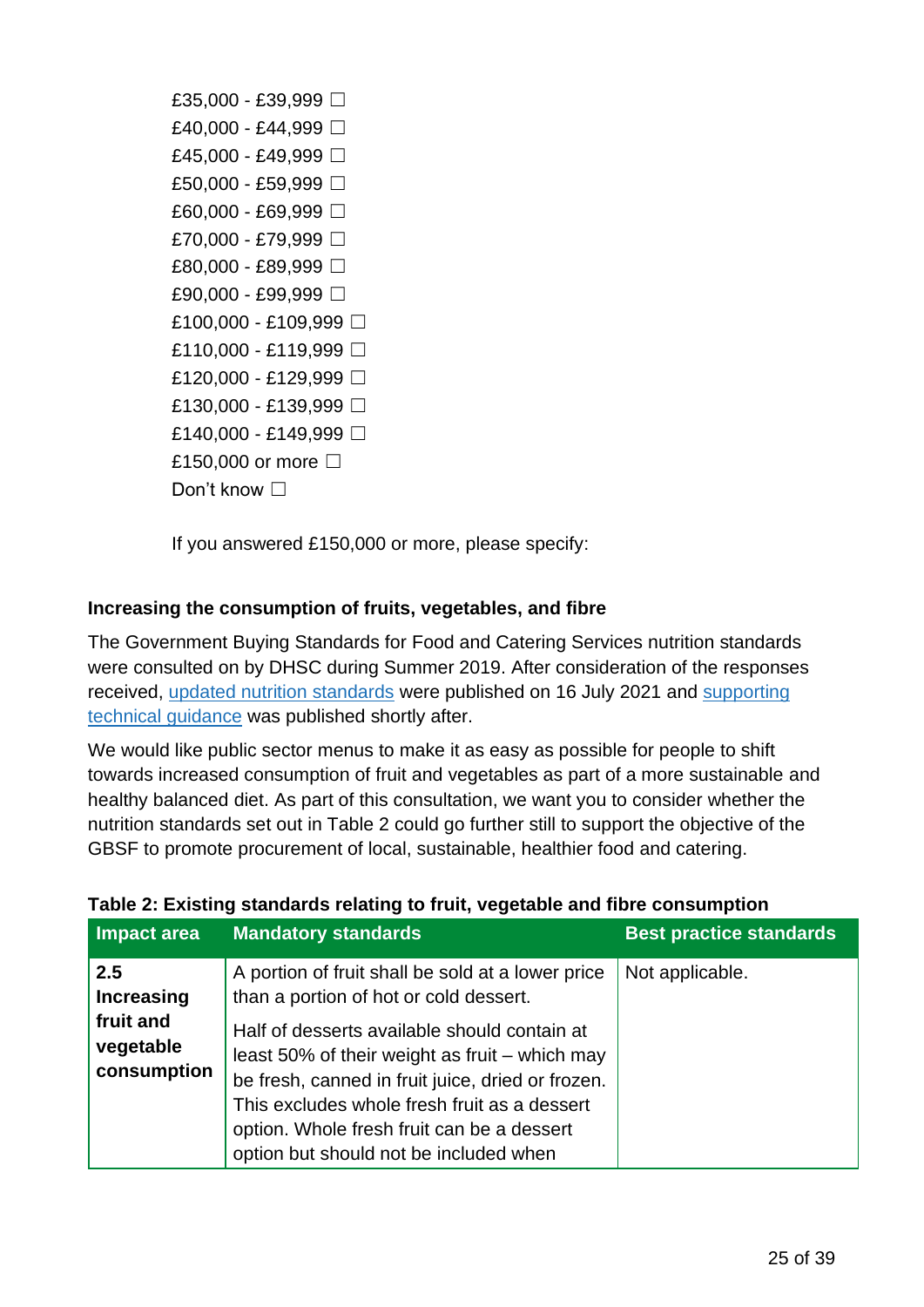£35,000 - £39,999 ☐
£40,000 - £44,999 ☐
£45,000 - £49,999 ☐
£50,000 - £59,999 ☐
£60,000 - £69,999 ☐
£70,000 - £79,999 ☐
£80,000 - £89,999 ☐
£90,000 - £99,999 ☐
£100,000 - £109,999 ☐
£110,000 - £119,999 ☐
£120,000 - £129,999 ☐
£130,000 - £139,999 ☐
£140,000 - £149,999 ☐
£150,000 or more ☐
Don't know ☐

If you answered £150,000 or more, please specify:

**Increasing the consumption of fruits, vegetables, and fibre**

The Government Buying Standards for Food and Catering Services nutrition standards were consulted on by DHSC during Summer 2019. After consideration of the responses received, [updated nutrition standards] were published on 16 July 2021 and [supporting technical guidance] was published shortly after.

We would like public sector menus to make it as easy as possible for people to shift towards increased consumption of fruit and vegetables as part of a more sustainable and healthy balanced diet. As part of this consultation, we want you to consider whether the nutrition standards set out in Table 2 could go further still to support the objective of the GBSF to promote procurement of local, sustainable, healthier food and catering.

**Table 2: Existing standards relating to fruit, vegetable and fibre consumption**

| Impact area | Mandatory standards | Best practice standards |
|---|---|---|
| **2.5 Increasing fruit and vegetable consumption** | A portion of fruit shall be sold at a lower price than a portion of hot or cold dessert.<br><br>Half of desserts available should contain at least 50% of their weight as fruit – which may be fresh, canned in fruit juice, dried or frozen. This excludes whole fresh fruit as a dessert option. Whole fresh fruit can be a dessert option but should not be included when | Not applicable. |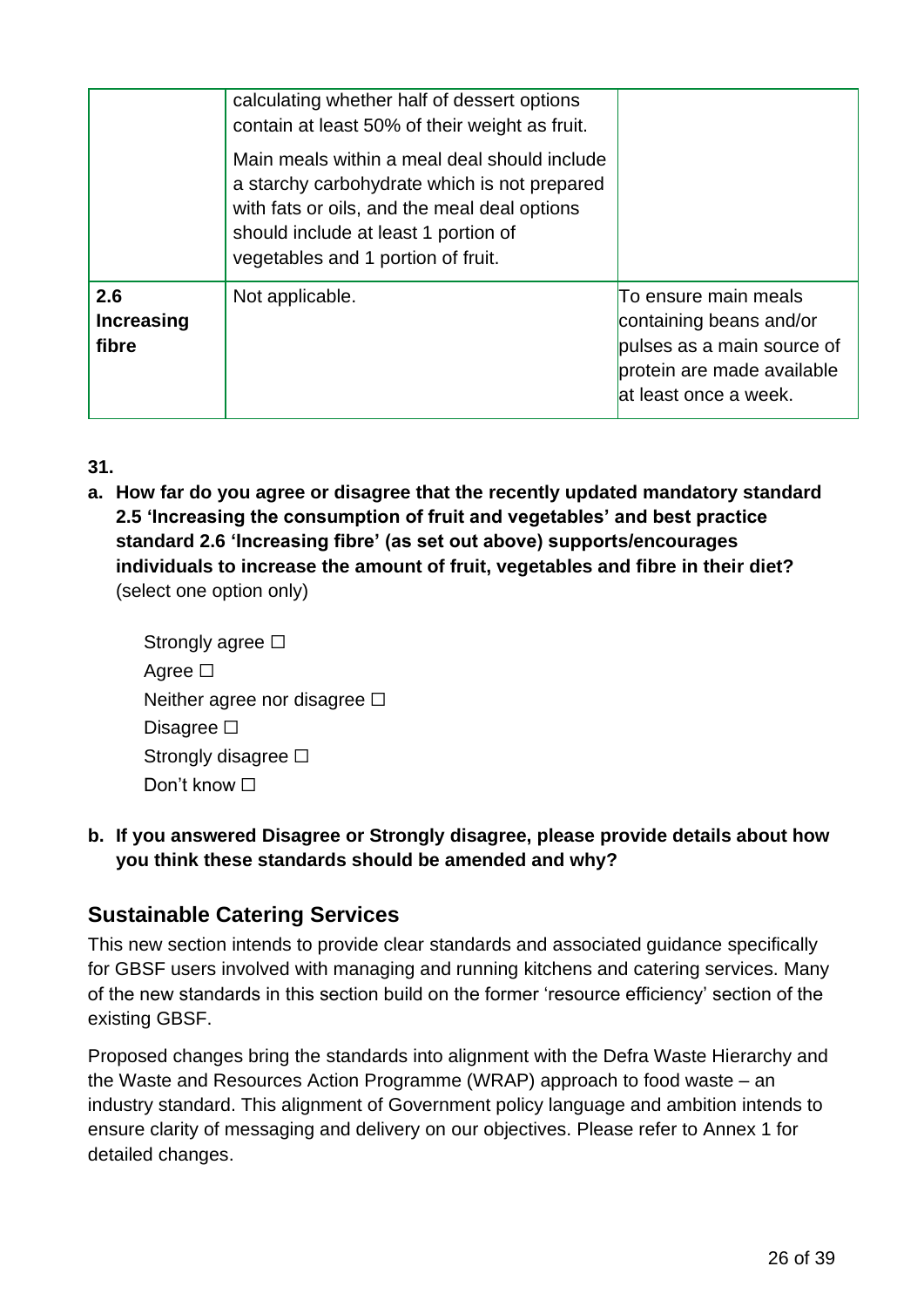| | | |
|---|---|---|
| | calculating whether half of dessert options contain at least 50% of their weight as fruit.<br><br>Main meals within a meal deal should include a starchy carbohydrate which is not prepared with fats or oils, and the meal deal options should include at least 1 portion of vegetables and 1 portion of fruit. | |
| **2.6 Increasing fibre** | Not applicable. | To ensure main meals containing beans and/or pulses as a main source of protein are made available at least once a week. |

**31.**

a. **How far do you agree or disagree that the recently updated mandatory standard 2.5 'Increasing the consumption of fruit and vegetables' and best practice standard 2.6 'Increasing fibre' (as set out above) supports/encourages individuals to increase the amount of fruit, vegetables and fibre in their diet?** (select one option only)

Strongly agree ☐
Agree ☐
Neither agree nor disagree ☐
Disagree ☐
Strongly disagree ☐
Don't know ☐

b. **If you answered Disagree or Strongly disagree, please provide details about how you think these standards should be amended and why?**

## Sustainable Catering Services

This new section intends to provide clear standards and associated guidance specifically for GBSF users involved with managing and running kitchens and catering services. Many of the new standards in this section build on the former 'resource efficiency' section of the existing GBSF.

Proposed changes bring the standards into alignment with the Defra Waste Hierarchy and the Waste and Resources Action Programme (WRAP) approach to food waste – an industry standard. This alignment of Government policy language and ambition intends to ensure clarity of messaging and delivery on our objectives. Please refer to Annex 1 for detailed changes.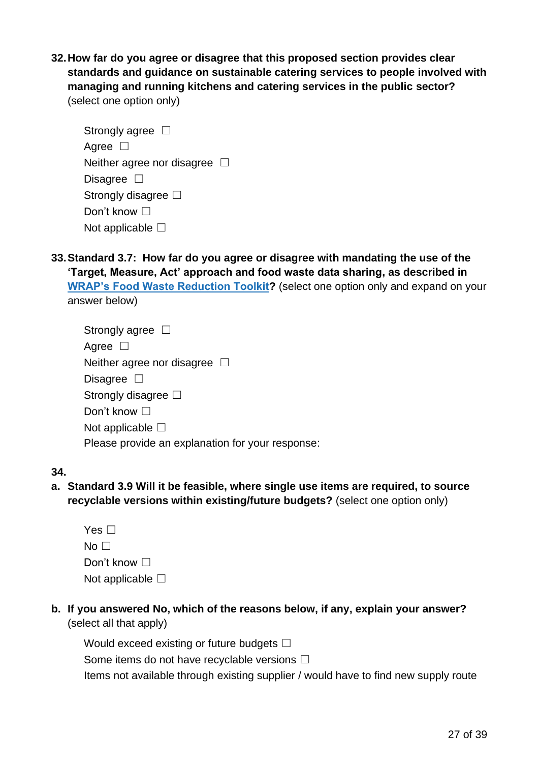**32. How far do you agree or disagree that this proposed section provides clear standards and guidance on sustainable catering services to people involved with managing and running kitchens and catering services in the public sector?** (select one option only)

Strongly agree ☐
Agree ☐
Neither agree nor disagree ☐
Disagree ☐
Strongly disagree ☐
Don't know ☐
Not applicable ☐

**33. Standard 3.7: How far do you agree or disagree with mandating the use of the 'Target, Measure, Act' approach and food waste data sharing, as described in WRAP's Food Waste Reduction Toolkit?** (select one option only and expand on your answer below)

Strongly agree ☐
Agree ☐
Neither agree nor disagree ☐
Disagree ☐
Strongly disagree ☐
Don't know ☐
Not applicable ☐
Please provide an explanation for your response:

**34.**

**a. Standard 3.9 Will it be feasible, where single use items are required, to source recyclable versions within existing/future budgets?** (select one option only)

Yes ☐
No ☐
Don't know ☐
Not applicable ☐

**b. If you answered No, which of the reasons below, if any, explain your answer?** (select all that apply)

Would exceed existing or future budgets ☐
Some items do not have recyclable versions ☐
Items not available through existing supplier / would have to find new supply route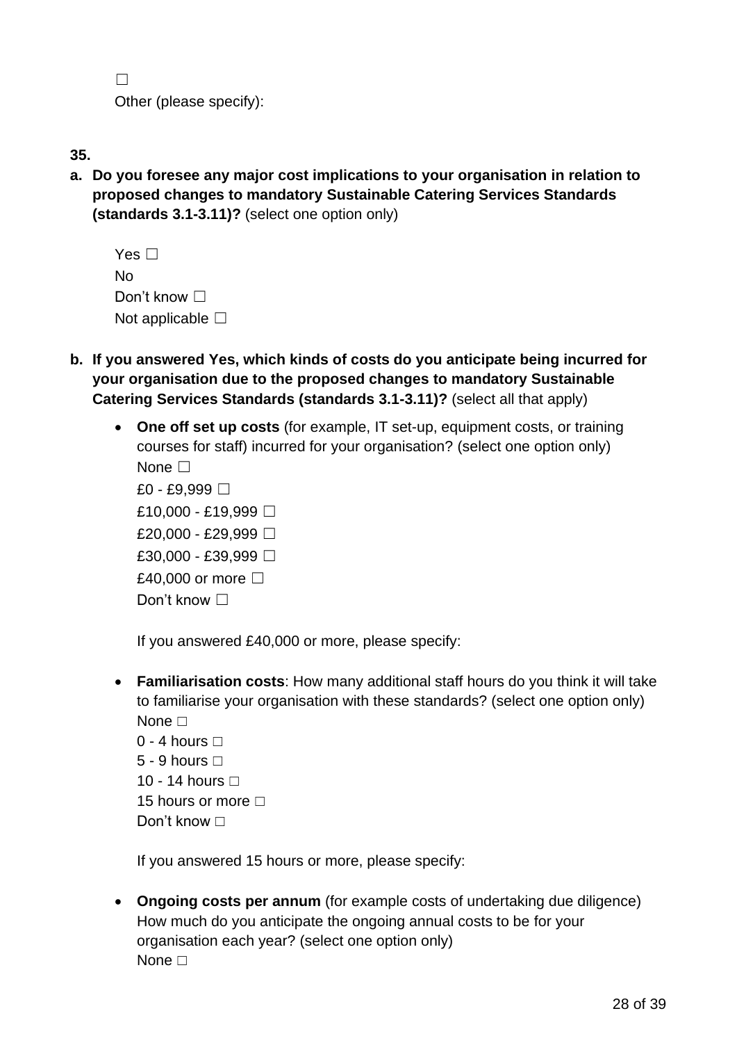☐
Other (please specify):

**35.**

**a. Do you foresee any major cost implications to your organisation in relation to proposed changes to mandatory Sustainable Catering Services Standards (standards 3.1-3.11)?** (select one option only)

Yes ☐
No
Don't know ☐
Not applicable ☐

**b. If you answered Yes, which kinds of costs do you anticipate being incurred for your organisation due to the proposed changes to mandatory Sustainable Catering Services Standards (standards 3.1-3.11)?** (select all that apply)

- **One off set up costs** (for example, IT set-up, equipment costs, or training courses for staff) incurred for your organisation? (select one option only)
  None ☐
  £0 - £9,999 ☐
  £10,000 - £19,999 ☐
  £20,000 - £29,999 ☐
  £30,000 - £39,999 ☐
  £40,000 or more ☐
  Don't know ☐

  If you answered £40,000 or more, please specify:

- **Familiarisation costs**: How many additional staff hours do you think it will take to familiarise your organisation with these standards? (select one option only)
  None □
  0 - 4 hours □
  5 - 9 hours □
  10 - 14 hours □
  15 hours or more □
  Don't know □

  If you answered 15 hours or more, please specify:

- **Ongoing costs per annum** (for example costs of undertaking due diligence) How much do you anticipate the ongoing annual costs to be for your organisation each year? (select one option only)
  None □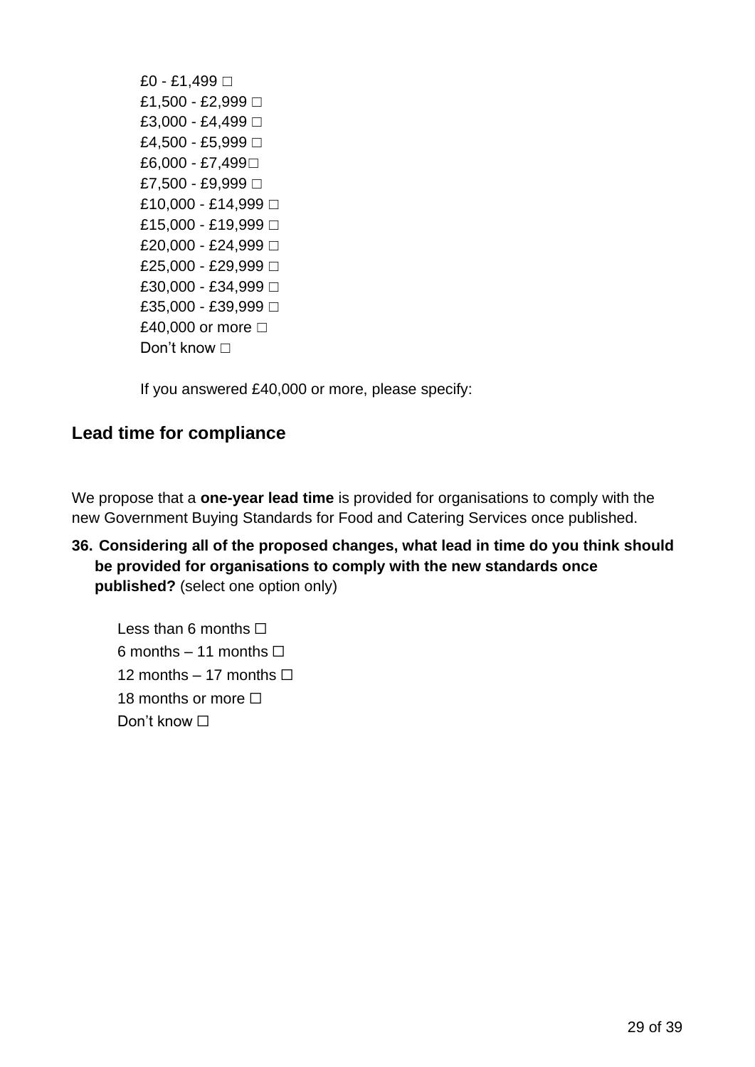£0 - £1,499 ☐
£1,500 - £2,999 ☐
£3,000 - £4,499 ☐
£4,500 - £5,999 ☐
£6,000 - £7,499☐
£7,500 - £9,999 ☐
£10,000 - £14,999 ☐
£15,000 - £19,999 ☐
£20,000 - £24,999 ☐
£25,000 - £29,999 ☐
£30,000 - £34,999 ☐
£35,000 - £39,999 ☐
£40,000 or more ☐
Don't know ☐

If you answered £40,000 or more, please specify:

## Lead time for compliance

We propose that a **one-year lead time** is provided for organisations to comply with the new Government Buying Standards for Food and Catering Services once published.

**36. Considering all of the proposed changes, what lead in time do you think should be provided for organisations to comply with the new standards once published?** (select one option only)

Less than 6 months ☐
6 months – 11 months ☐
12 months – 17 months ☐
18 months or more ☐
Don't know ☐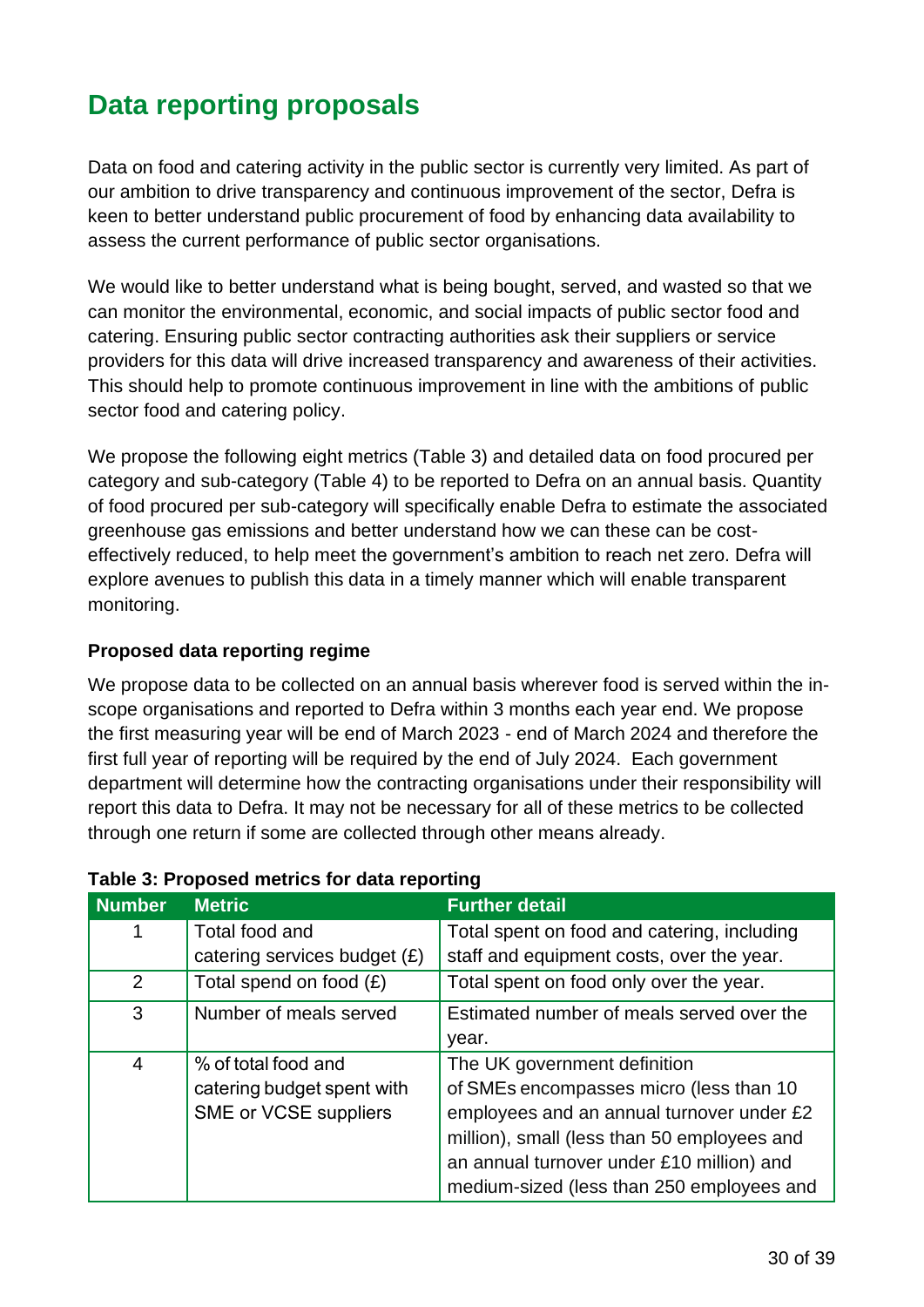## Data reporting proposals

Data on food and catering activity in the public sector is currently very limited. As part of our ambition to drive transparency and continuous improvement of the sector, Defra is keen to better understand public procurement of food by enhancing data availability to assess the current performance of public sector organisations.

We would like to better understand what is being bought, served, and wasted so that we can monitor the environmental, economic, and social impacts of public sector food and catering. Ensuring public sector contracting authorities ask their suppliers or service providers for this data will drive increased transparency and awareness of their activities. This should help to promote continuous improvement in line with the ambitions of public sector food and catering policy.

We propose the following eight metrics (Table 3) and detailed data on food procured per category and sub-category (Table 4) to be reported to Defra on an annual basis. Quantity of food procured per sub-category will specifically enable Defra to estimate the associated greenhouse gas emissions and better understand how we can these can be cost-effectively reduced, to help meet the government's ambition to reach net zero. Defra will explore avenues to publish this data in a timely manner which will enable transparent monitoring.

**Proposed data reporting regime**

We propose data to be collected on an annual basis wherever food is served within the in-scope organisations and reported to Defra within 3 months each year end. We propose the first measuring year will be end of March 2023 - end of March 2024 and therefore the first full year of reporting will be required by the end of July 2024. Each government department will determine how the contracting organisations under their responsibility will report this data to Defra. It may not be necessary for all of these metrics to be collected through one return if some are collected through other means already.

**Table 3: Proposed metrics for data reporting**

| Number | Metric | Further detail |
|---|---|---|
| 1 | Total food and catering services budget (£) | Total spent on food and catering, including staff and equipment costs, over the year. |
| 2 | Total spend on food (£) | Total spent on food only over the year. |
| 3 | Number of meals served | Estimated number of meals served over the year. |
| 4 | % of total food and catering budget spent with SME or VCSE suppliers | The UK government definition of SMEs encompasses micro (less than 10 employees and an annual turnover under £2 million), small (less than 50 employees and an annual turnover under £10 million) and medium-sized (less than 250 employees and |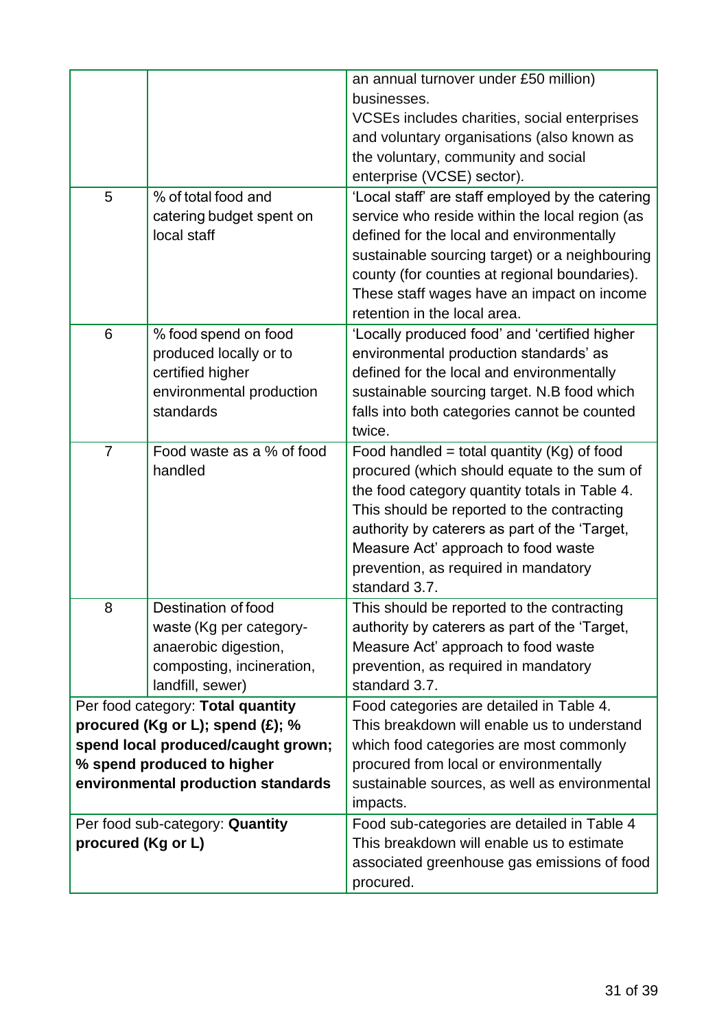| | | |
|---|---|---|
| | | an annual turnover under £50 million) businesses. VCSEs includes charities, social enterprises and voluntary organisations (also known as the voluntary, community and social enterprise (VCSE) sector). |
| 5 | % of total food and catering budget spent on local staff | 'Local staff' are staff employed by the catering service who reside within the local region (as defined for the local and environmentally sustainable sourcing target) or a neighbouring county (for counties at regional boundaries). These staff wages have an impact on income retention in the local area. |
| 6 | % food spend on food produced locally or to certified higher environmental production standards | 'Locally produced food' and 'certified higher environmental production standards' as defined for the local and environmentally sustainable sourcing target. N.B food which falls into both categories cannot be counted twice. |
| 7 | Food waste as a % of food handled | Food handled = total quantity (Kg) of food procured (which should equate to the sum of the food category quantity totals in Table 4. This should be reported to the contracting authority by caterers as part of the 'Target, Measure Act' approach to food waste prevention, as required in mandatory standard 3.7. |
| 8 | Destination of food waste (Kg per category- anaerobic digestion, composting, incineration, landfill, sewer) | This should be reported to the contracting authority by caterers as part of the 'Target, Measure Act' approach to food waste prevention, as required in mandatory standard 3.7. |
| Per food category: **Total quantity procured (Kg or L); spend (£); % spend local produced/caught grown; % spend produced to higher environmental production standards** | | Food categories are detailed in Table 4. This breakdown will enable us to understand which food categories are most commonly procured from local or environmentally sustainable sources, as well as environmental impacts. |
| Per food sub-category: **Quantity procured (Kg or L)** | | Food sub-categories are detailed in Table 4 This breakdown will enable us to estimate associated greenhouse gas emissions of food procured. |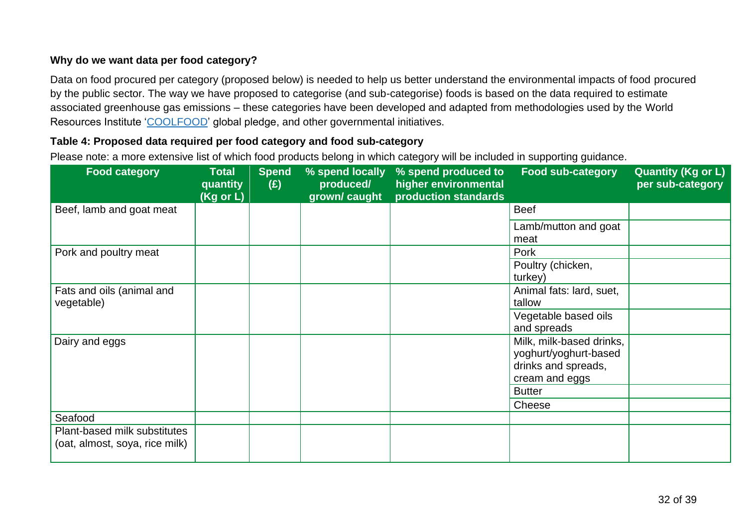**Why do we want data per food category?**

Data on food procured per category (proposed below) is needed to help us better understand the environmental impacts of food procured by the public sector. The way we have proposed to categorise (and sub-categorise) foods is based on the data required to estimate associated greenhouse gas emissions – these categories have been developed and adapted from methodologies used by the World Resources Institute '[COOLFOOD](https://coolfood.org/)' global pledge, and other governmental initiatives.

**Table 4: Proposed data required per food category and food sub-category**

Please note: a more extensive list of which food products belong in which category will be included in supporting guidance.

| Food category | Total quantity (Kg or L) | Spend (£) | % spend locally produced/ grown/ caught | % spend produced to higher environmental production standards | Food sub-category | Quantity (Kg or L) per sub-category |
|---|---|---|---|---|---|---|
| Beef, lamb and goat meat | | | | | Beef | |
| | | | | | Lamb/mutton and goat meat | |
| Pork and poultry meat | | | | | Pork | |
| | | | | | Poultry (chicken, turkey) | |
| Fats and oils (animal and vegetable) | | | | | Animal fats: lard, suet, tallow | |
| | | | | | Vegetable based oils and spreads | |
| Dairy and eggs | | | | | Milk, milk-based drinks, yoghurt/yoghurt-based drinks and spreads, cream and eggs | |
| | | | | | Butter | |
| | | | | | Cheese | |
| Seafood | | | | | | |
| Plant-based milk substitutes (oat, almost, soya, rice milk) | | | | | | |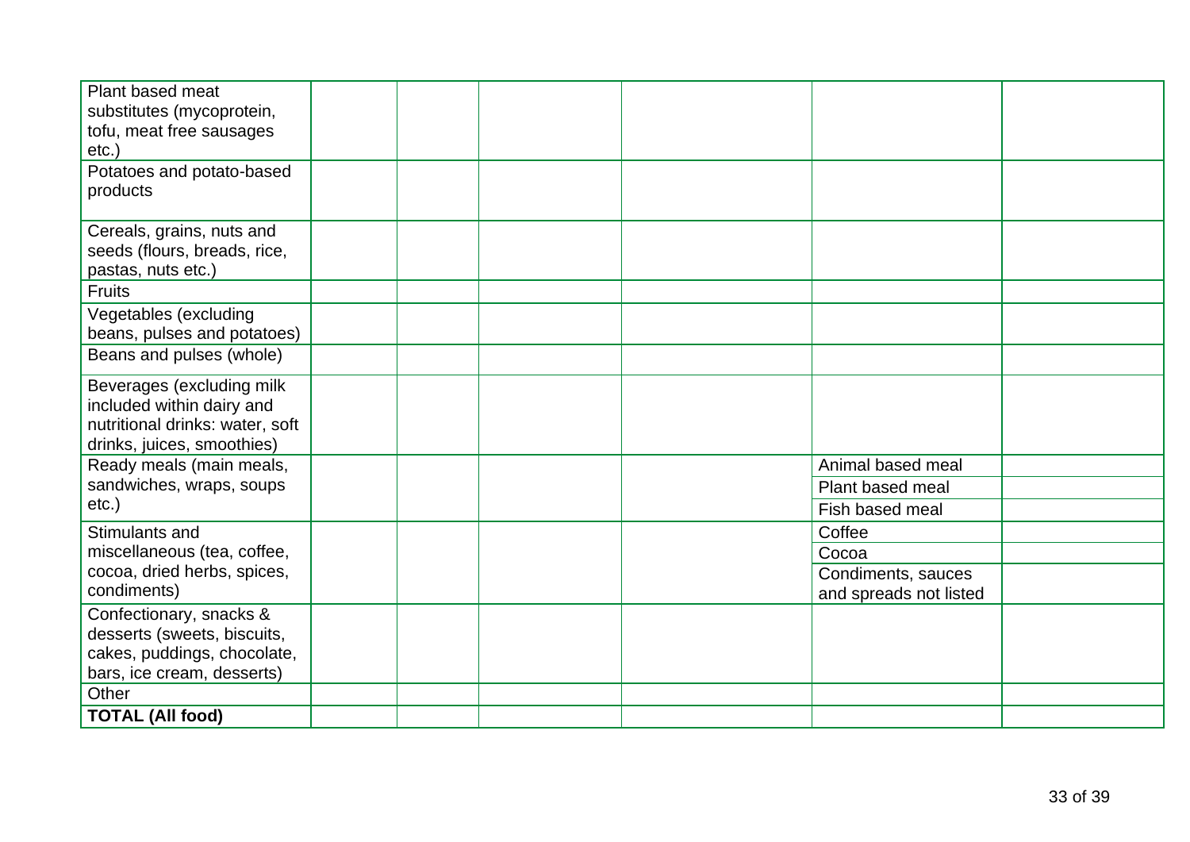| | | | | | |
|---|---|---|---|---|---|
| Plant based meat substitutes (mycoprotein, tofu, meat free sausages etc.) | | | | | |
| Potatoes and potato-based products | | | | | |
| Cereals, grains, nuts and seeds (flours, breads, rice, pastas, nuts etc.) | | | | | |
| Fruits | | | | | |
| Vegetables (excluding beans, pulses and potatoes) | | | | | |
| Beans and pulses (whole) | | | | | |
| Beverages (excluding milk included within dairy and nutritional drinks: water, soft drinks, juices, smoothies) | | | | | |
| Ready meals (main meals, sandwiches, wraps, soups etc.) | | | | Animal based meal | |
| | | | | Plant based meal | |
| | | | | Fish based meal | |
| Stimulants and miscellaneous (tea, coffee, cocoa, dried herbs, spices, condiments) | | | | Coffee | |
| | | | | Cocoa | |
| | | | | Condiments, sauces and spreads not listed | |
| Confectionary, snacks & desserts (sweets, biscuits, cakes, puddings, chocolate, bars, ice cream, desserts) | | | | | |
| Other | | | | | |
| **TOTAL (All food)** | | | | | |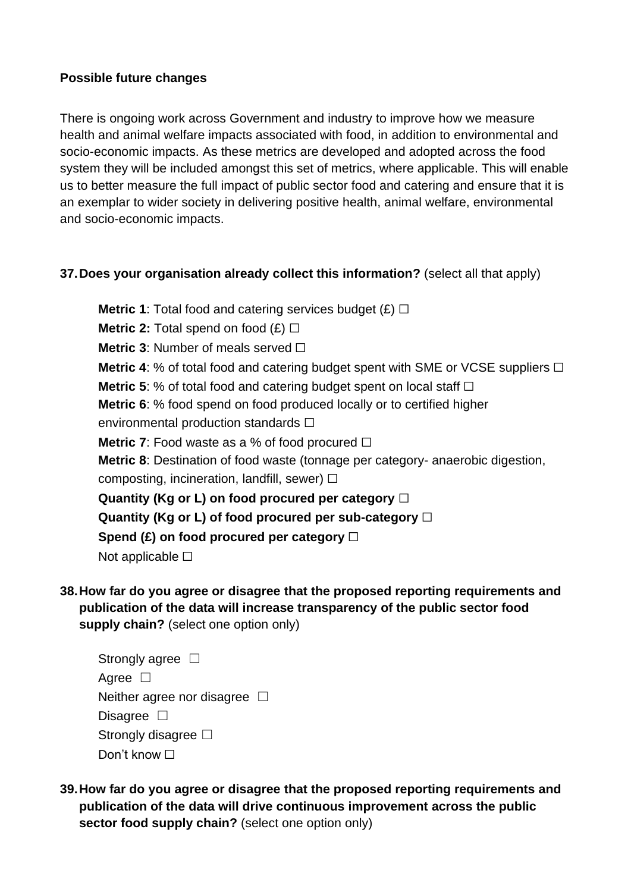**Possible future changes**

There is ongoing work across Government and industry to improve how we measure health and animal welfare impacts associated with food, in addition to environmental and socio-economic impacts. As these metrics are developed and adopted across the food system they will be included amongst this set of metrics, where applicable. This will enable us to better measure the full impact of public sector food and catering and ensure that it is an exemplar to wider society in delivering positive health, animal welfare, environmental and socio-economic impacts.

**37. Does your organisation already collect this information?** (select all that apply)

- **Metric 1**: Total food and catering services budget (£) ☐
- **Metric 2:** Total spend on food (£) ☐
- **Metric 3**: Number of meals served ☐
- **Metric 4**: % of total food and catering budget spent with SME or VCSE suppliers ☐
- **Metric 5**: % of total food and catering budget spent on local staff ☐
- **Metric 6**: % food spend on food produced locally or to certified higher environmental production standards ☐
- **Metric 7**: Food waste as a % of food procured ☐
- **Metric 8**: Destination of food waste (tonnage per category- anaerobic digestion, composting, incineration, landfill, sewer) ☐
- **Quantity (Kg or L) on food procured per category** ☐
- **Quantity (Kg or L) of food procured per sub-category** ☐
- **Spend (£) on food procured per category** ☐
- Not applicable ☐

**38. How far do you agree or disagree that the proposed reporting requirements and publication of the data will increase transparency of the public sector food supply chain?** (select one option only)

- Strongly agree ☐
- Agree ☐
- Neither agree nor disagree ☐
- Disagree ☐
- Strongly disagree ☐
- Don't know ☐

**39. How far do you agree or disagree that the proposed reporting requirements and publication of the data will drive continuous improvement across the public sector food supply chain?** (select one option only)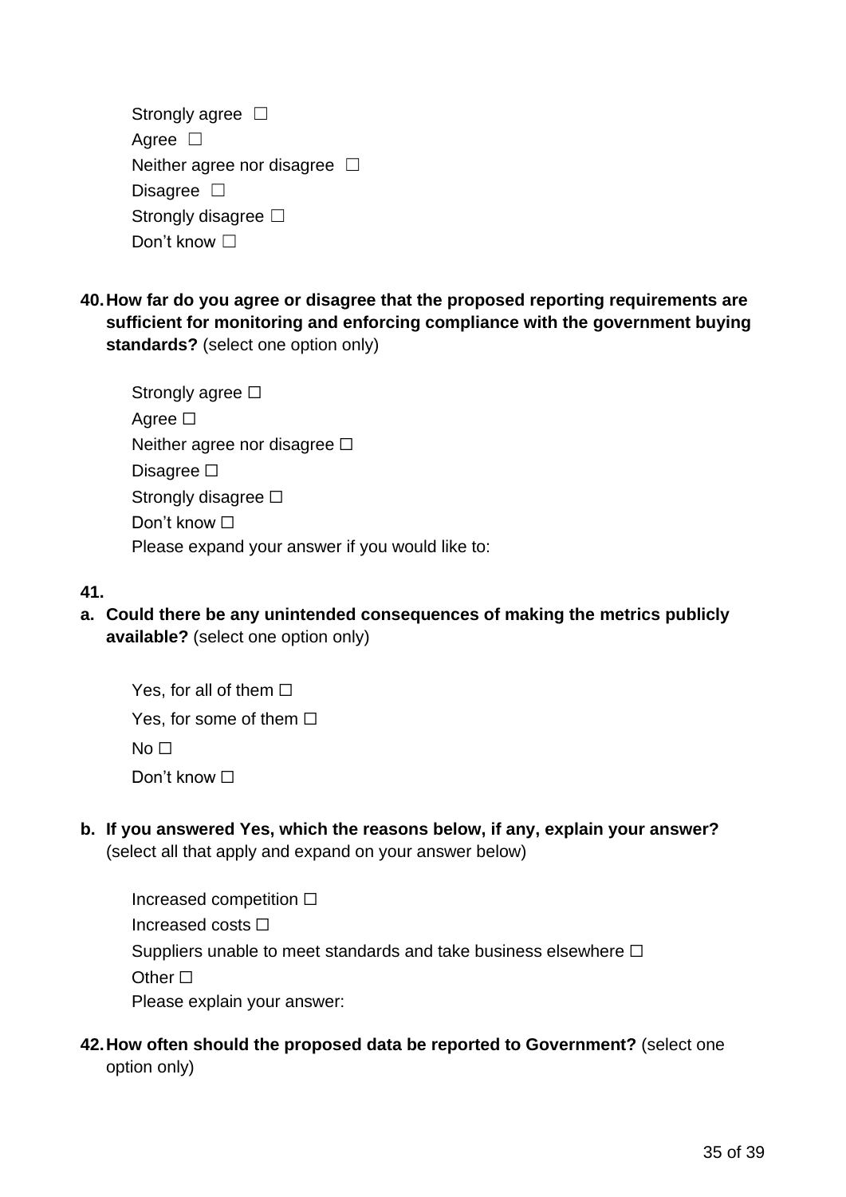Strongly agree ☐
Agree ☐
Neither agree nor disagree ☐
Disagree ☐
Strongly disagree ☐
Don't know ☐

**40. How far do you agree or disagree that the proposed reporting requirements are sufficient for monitoring and enforcing compliance with the government buying standards?** (select one option only)

Strongly agree ☐
Agree ☐
Neither agree nor disagree ☐
Disagree ☐
Strongly disagree ☐
Don't know ☐
Please expand your answer if you would like to:

**41.**

**a. Could there be any unintended consequences of making the metrics publicly available?** (select one option only)

Yes, for all of them ☐
Yes, for some of them ☐
No ☐
Don't know ☐

**b. If you answered Yes, which the reasons below, if any, explain your answer?** (select all that apply and expand on your answer below)

Increased competition ☐
Increased costs ☐
Suppliers unable to meet standards and take business elsewhere ☐
Other ☐
Please explain your answer:

**42. How often should the proposed data be reported to Government?** (select one option only)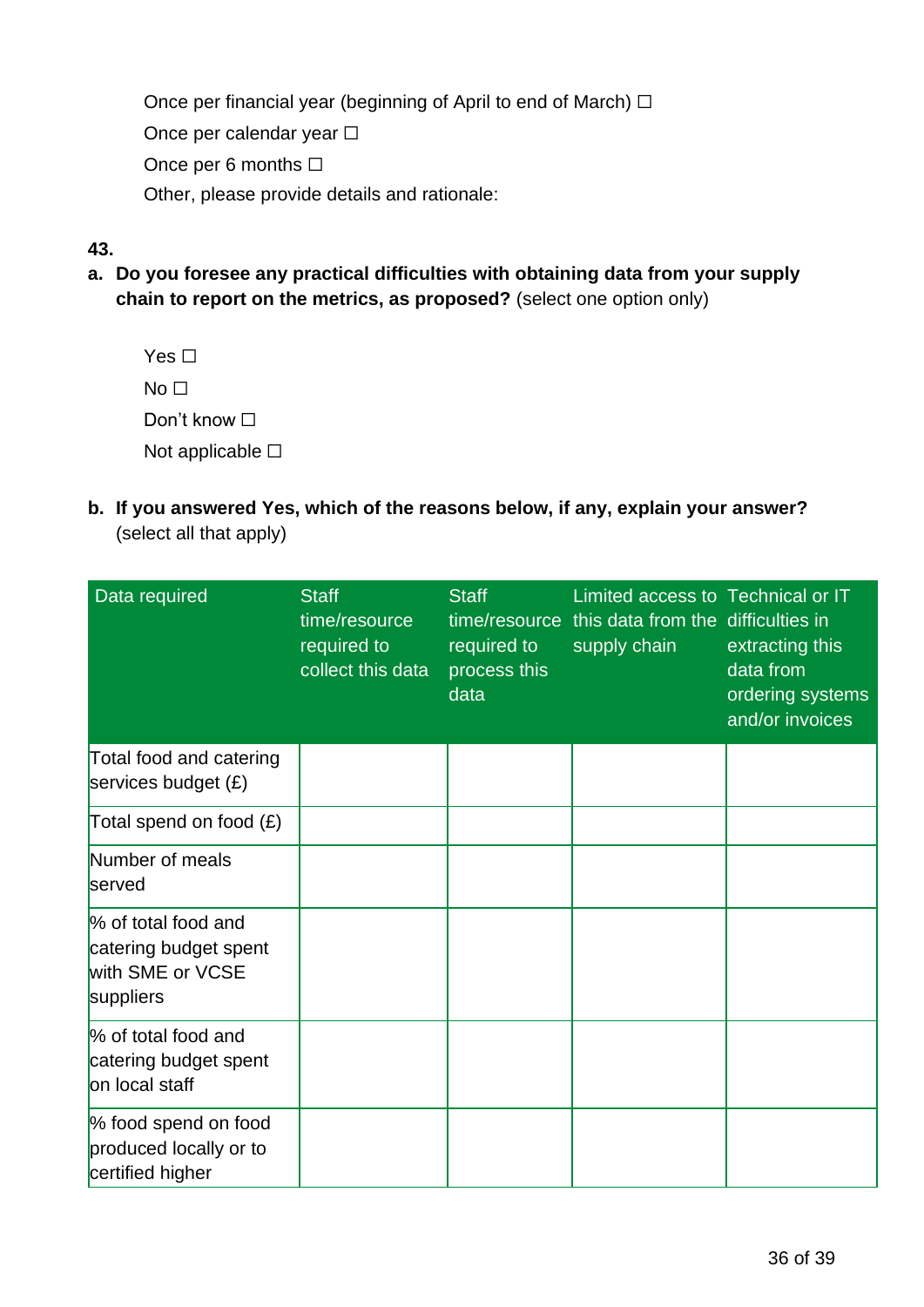Once per financial year (beginning of April to end of March) ☐

Once per calendar year ☐

Once per 6 months ☐

Other, please provide details and rationale:

**43.**

**a. Do you foresee any practical difficulties with obtaining data from your supply chain to report on the metrics, as proposed?** (select one option only)

Yes ☐

No ☐

Don’t know ☐

Not applicable ☐

**b. If you answered Yes, which of the reasons below, if any, explain your answer?** (select all that apply)

| Data required | Staff time/resource required to collect this data | Staff time/resource required to process this data | Limited access to this data from the supply chain | Technical or IT difficulties in extracting this data from ordering systems and/or invoices |
|---|---|---|---|---|
| Total food and catering services budget (£) | | | | |
| Total spend on food (£) | | | | |
| Number of meals served | | | | |
| % of total food and catering budget spent with SME or VCSE suppliers | | | | |
| % of total food and catering budget spent on local staff | | | | |
| % food spend on food produced locally or to certified higher | | | | |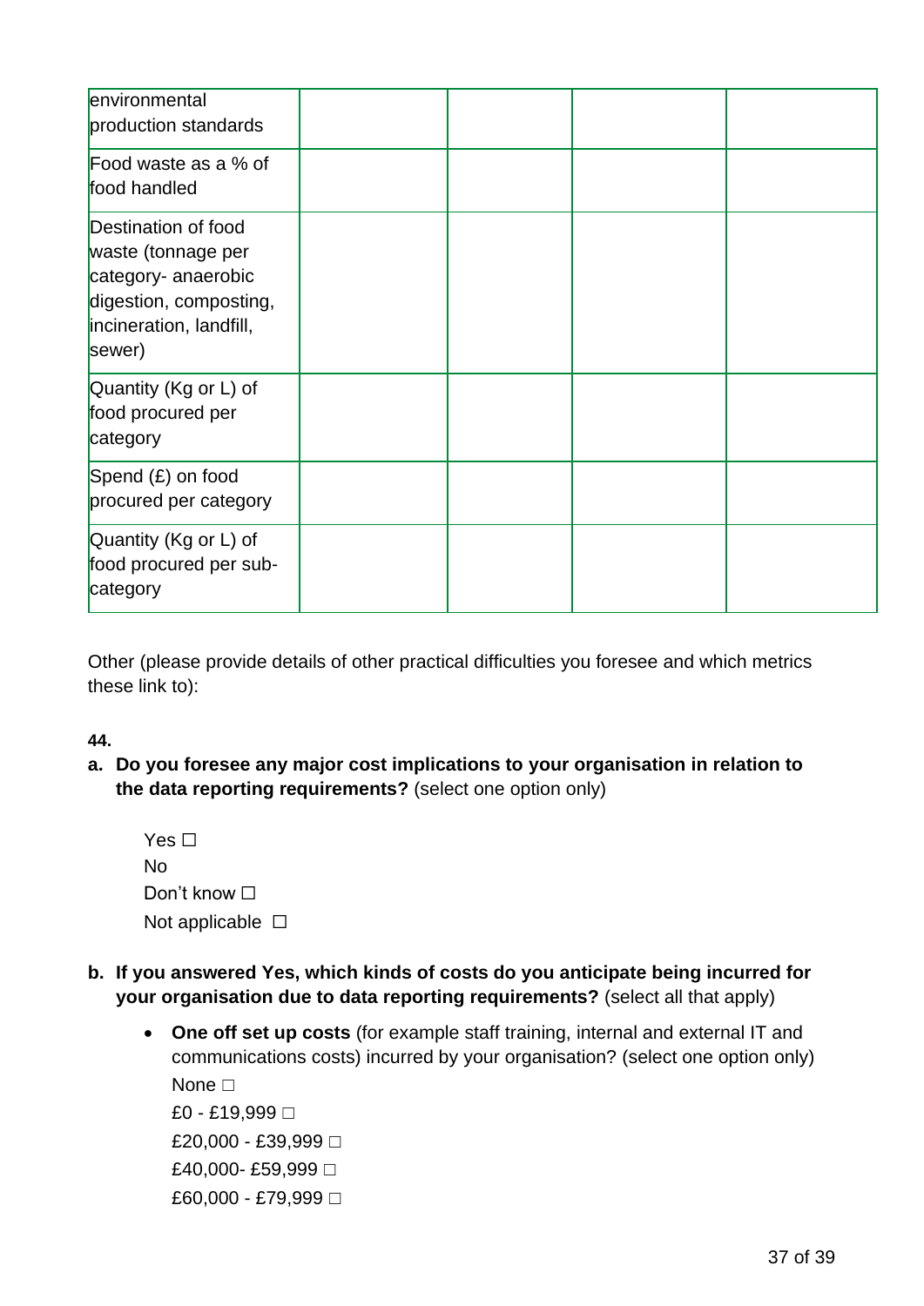| environmental production standards | | | | |
|---|---|---|---|---|
| Food waste as a % of food handled | | | | |
| Destination of food waste (tonnage per category- anaerobic digestion, composting, incineration, landfill, sewer) | | | | |
| Quantity (Kg or L) of food procured per category | | | | |
| Spend (£) on food procured per category | | | | |
| Quantity (Kg or L) of food procured per sub-category | | | | |

Other (please provide details of other practical difficulties you foresee and which metrics these link to):

**44.**

a. **Do you foresee any major cost implications to your organisation in relation to the data reporting requirements?** (select one option only)

   Yes ☐
   No
   Don't know ☐
   Not applicable ☐

b. **If you answered Yes, which kinds of costs do you anticipate being incurred for your organisation due to data reporting requirements?** (select all that apply)

   - **One off set up costs** (for example staff training, internal and external IT and communications costs) incurred by your organisation? (select one option only)
     None □
     £0 - £19,999 □
     £20,000 - £39,999 □
     £40,000- £59,999 □
     £60,000 - £79,999 □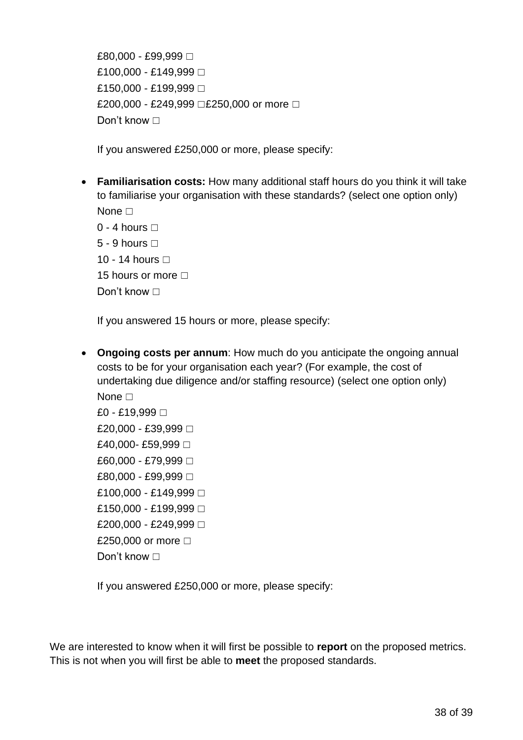£80,000 - £99,999 □
£100,000 - £149,999 □
£150,000 - £199,999 □
£200,000 - £249,999 □£250,000 or more □
Don’t know □

If you answered £250,000 or more, please specify:

- **Familiarisation costs:** How many additional staff hours do you think it will take to familiarise your organisation with these standards? (select one option only)
  None □
  0 - 4 hours □
  5 - 9 hours □
  10 - 14 hours □
  15 hours or more □
  Don’t know □

  If you answered 15 hours or more, please specify:

- **Ongoing costs per annum**: How much do you anticipate the ongoing annual costs to be for your organisation each year? (For example, the cost of undertaking due diligence and/or staffing resource) (select one option only)
  None □
  £0 - £19,999 □
  £20,000 - £39,999 □
  £40,000- £59,999 □
  £60,000 - £79,999 □
  £80,000 - £99,999 □
  £100,000 - £149,999 □
  £150,000 - £199,999 □
  £200,000 - £249,999 □
  £250,000 or more □
  Don’t know □

  If you answered £250,000 or more, please specify:

We are interested to know when it will first be possible to **report** on the proposed metrics. This is not when you will first be able to **meet** the proposed standards.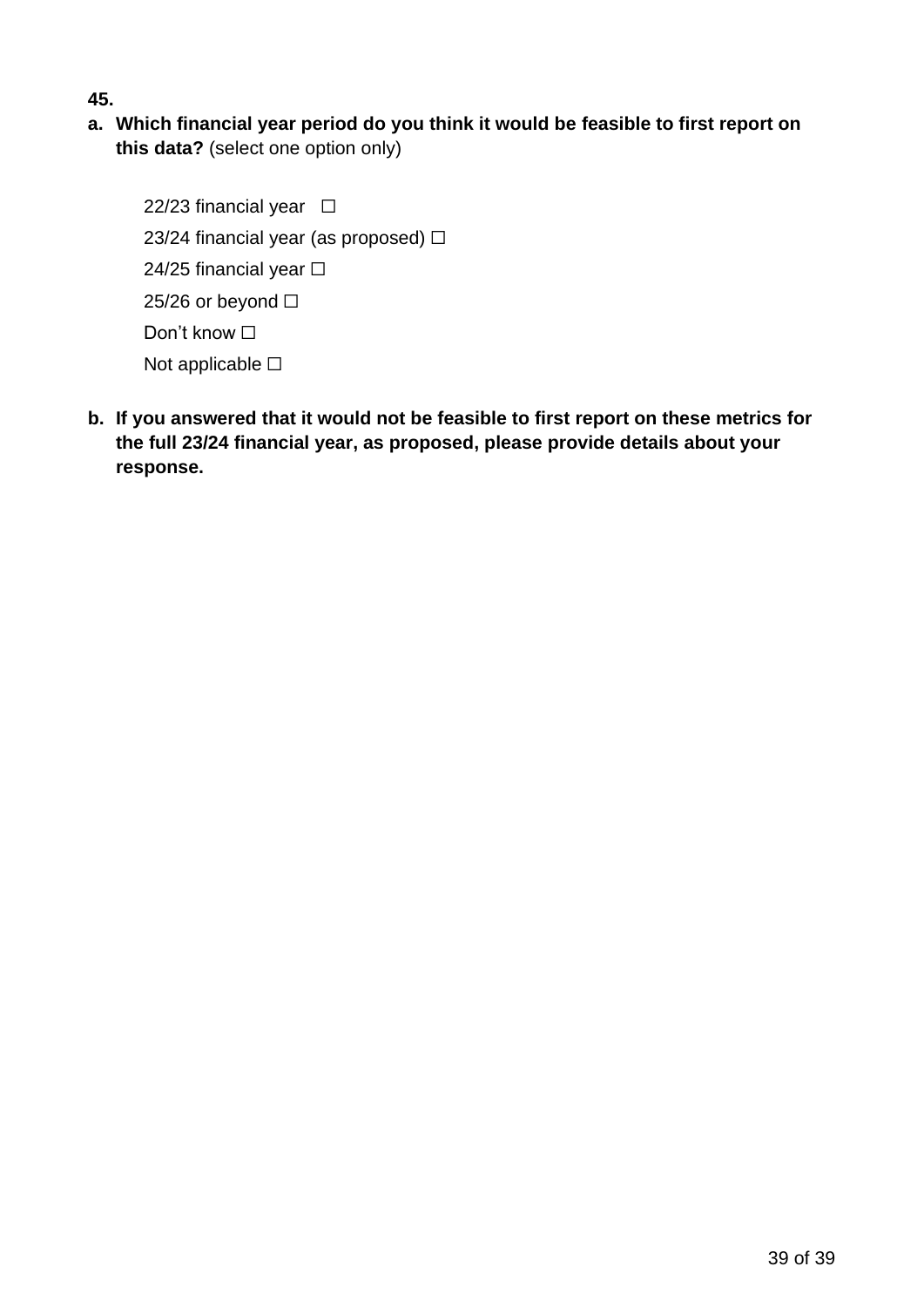**45.**

a. **Which financial year period do you think it would be feasible to first report on this data?** (select one option only)

22/23 financial year ☐

23/24 financial year (as proposed) ☐

24/25 financial year ☐

25/26 or beyond ☐

Don't know ☐

Not applicable ☐

b. **If you answered that it would not be feasible to first report on these metrics for the full 23/24 financial year, as proposed, please provide details about your response.**